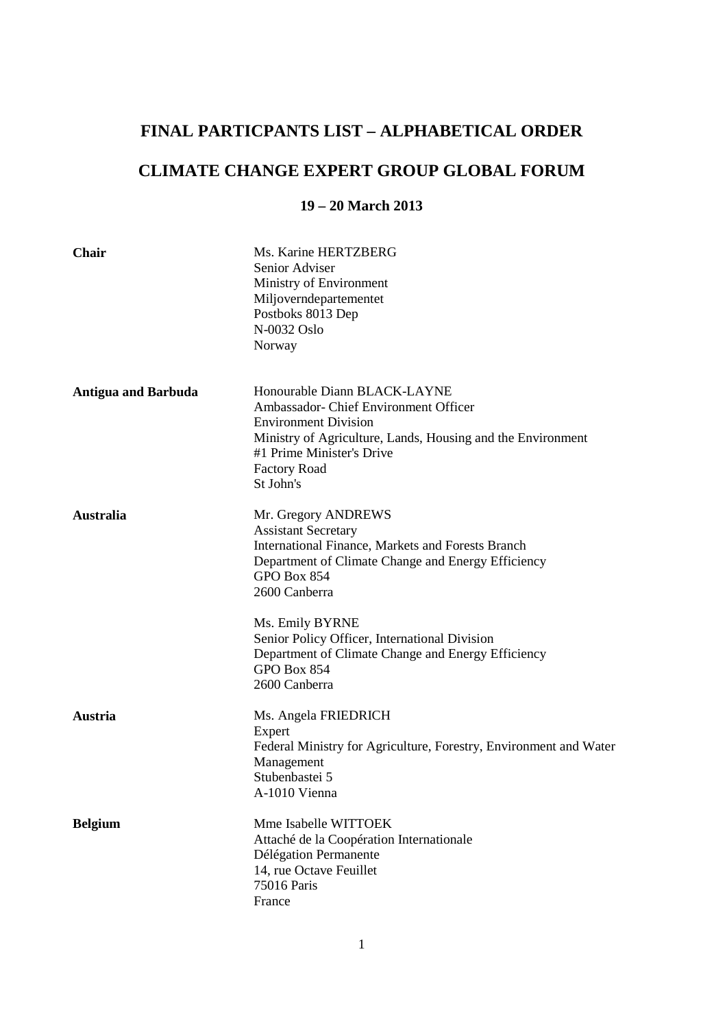# FINAL PARTICPANTS LIST – ALPHABETICAL ORDER

# CLIMATE CHANGE EXPERT GROUP GLOBAL FORUM

### 19 – 20 March 2013

| | |
|---|---|
| **Chair** | Ms. Karine HERTZBERG<br>Senior Adviser<br>Ministry of Environment<br>Miljoverndepartementet<br>Postboks 8013 Dep<br>N-0032 Oslo<br>Norway |
| **Antigua and Barbuda** | Honourable Diann BLACK-LAYNE<br>Ambassador- Chief Environment Officer<br>Environment Division<br>Ministry of Agriculture, Lands, Housing and the Environment<br>#1 Prime Minister's Drive<br>Factory Road<br>St John's |
| **Australia** | Mr. Gregory ANDREWS<br>Assistant Secretary<br>International Finance, Markets and Forests Branch<br>Department of Climate Change and Energy Efficiency<br>GPO Box 854<br>2600 Canberra |
| | Ms. Emily BYRNE<br>Senior Policy Officer, International Division<br>Department of Climate Change and Energy Efficiency<br>GPO Box 854<br>2600 Canberra |
| **Austria** | Ms. Angela FRIEDRICH<br>Expert<br>Federal Ministry for Agriculture, Forestry, Environment and Water Management<br>Stubenbastei 5<br>A-1010 Vienna |
| **Belgium** | Mme Isabelle WITTOEK<br>Attaché de la Coopération Internationale<br>Délégation Permanente<br>14, rue Octave Feuillet<br>75016 Paris<br>France |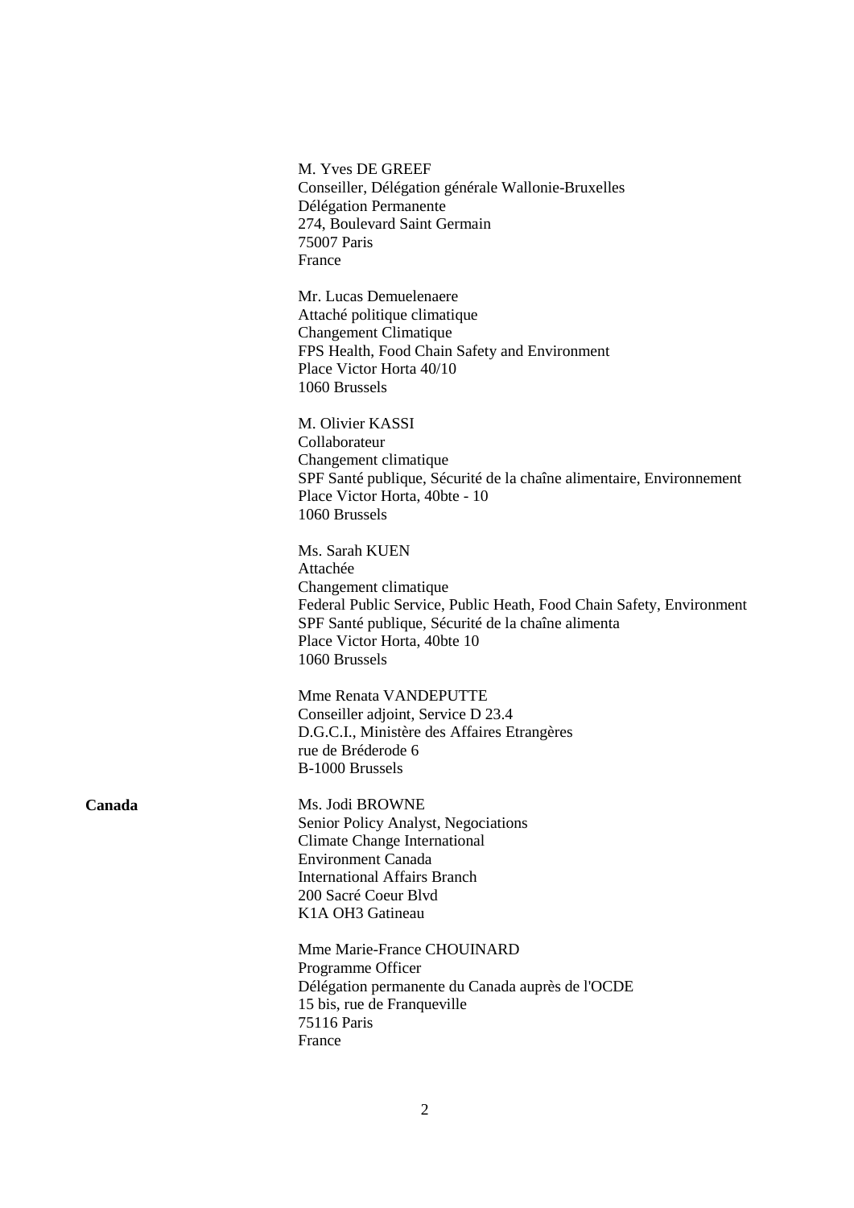M. Yves DE GREEF
Conseiller, Délégation générale Wallonie-Bruxelles
Délégation Permanente
274, Boulevard Saint Germain
75007 Paris
France

Mr. Lucas Demuelenaere
Attaché politique climatique
Changement Climatique
FPS Health, Food Chain Safety and Environment
Place Victor Horta 40/10
1060 Brussels

M. Olivier KASSI
Collaborateur
Changement climatique
SPF Santé publique, Sécurité de la chaîne alimentaire, Environnement
Place Victor Horta, 40bte - 10
1060 Brussels

Ms. Sarah KUEN
Attachée
Changement climatique
Federal Public Service, Public Heath, Food Chain Safety, Environment
SPF Santé publique, Sécurité de la chaîne alimenta
Place Victor Horta, 40bte 10
1060 Brussels

Mme Renata VANDEPUTTE
Conseiller adjoint, Service D 23.4
D.G.C.I., Ministère des Affaires Etrangères
rue de Bréderode 6
B-1000 Brussels

**Canada**

Ms. Jodi BROWNE
Senior Policy Analyst, Negociations
Climate Change International
Environment Canada
International Affairs Branch
200 Sacré Coeur Blvd
K1A OH3 Gatineau

Mme Marie-France CHOUINARD
Programme Officer
Délégation permanente du Canada auprès de l'OCDE
15 bis, rue de Franqueville
75116 Paris
France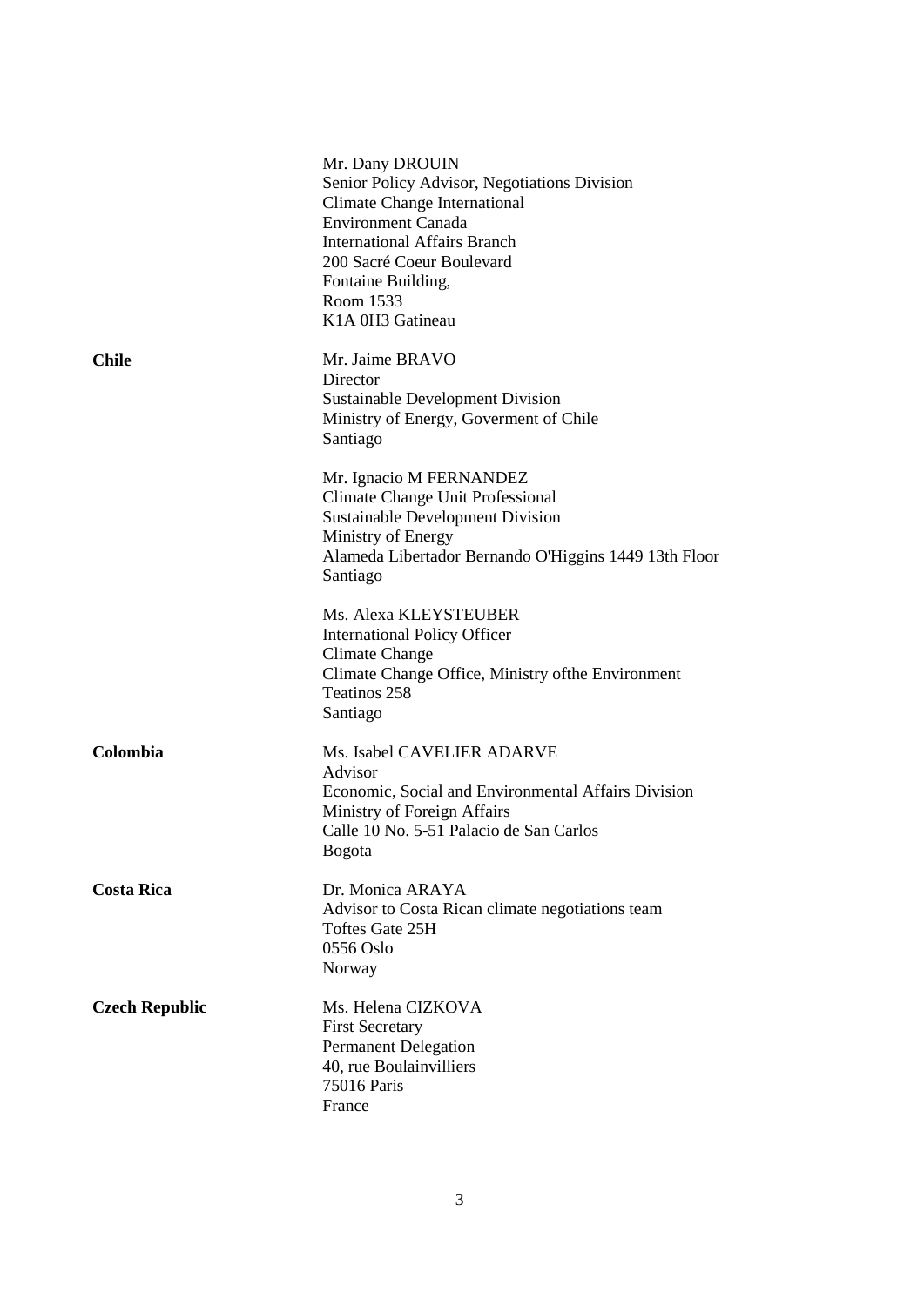| | |
|---|---|
| | Mr. Dany DROUIN<br>Senior Policy Advisor, Negotiations Division<br>Climate Change International<br>Environment Canada<br>International Affairs Branch<br>200 Sacré Coeur Boulevard<br>Fontaine Building,<br>Room 1533<br>K1A 0H3 Gatineau |
| **Chile** | Mr. Jaime BRAVO<br>Director<br>Sustainable Development Division<br>Ministry of Energy, Goverment of Chile<br>Santiago |
| | Mr. Ignacio M FERNANDEZ<br>Climate Change Unit Professional<br>Sustainable Development Division<br>Ministry of Energy<br>Alameda Libertador Bernando O'Higgins 1449 13th Floor<br>Santiago |
| | Ms. Alexa KLEYSTEUBER<br>International Policy Officer<br>Climate Change<br>Climate Change Office, Ministry ofthe Environment<br>Teatinos 258<br>Santiago |
| **Colombia** | Ms. Isabel CAVELIER ADARVE<br>Advisor<br>Economic, Social and Environmental Affairs Division<br>Ministry of Foreign Affairs<br>Calle 10 No. 5-51 Palacio de San Carlos<br>Bogota |
| **Costa Rica** | Dr. Monica ARAYA<br>Advisor to Costa Rican climate negotiations team<br>Toftes Gate 25H<br>0556 Oslo<br>Norway |
| **Czech Republic** | Ms. Helena CIZKOVA<br>First Secretary<br>Permanent Delegation<br>40, rue Boulainvilliers<br>75016 Paris<br>France |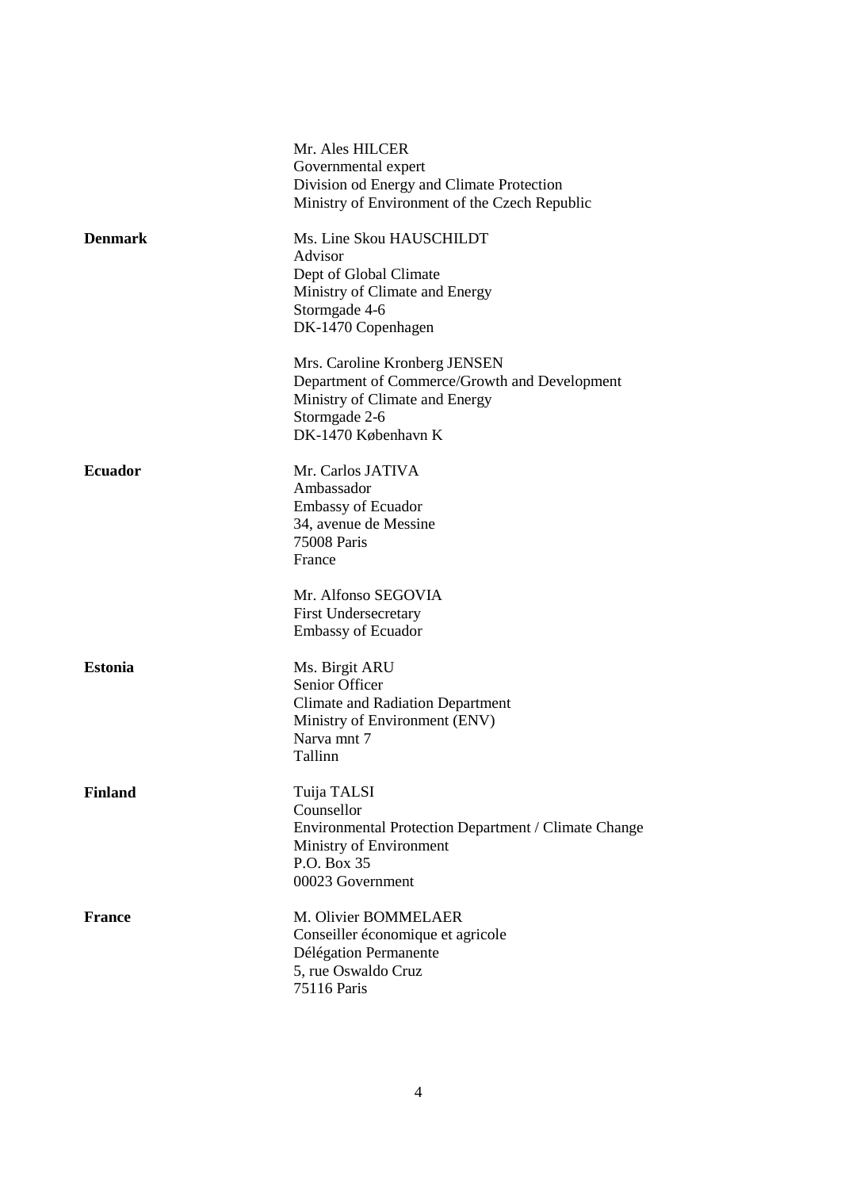| | |
|---|---|
| | Mr. Ales HILCER<br>Governmental expert<br>Division od Energy and Climate Protection<br>Ministry of Environment of the Czech Republic |
| **Denmark** | Ms. Line Skou HAUSCHILDT<br>Advisor<br>Dept of Global Climate<br>Ministry of Climate and Energy<br>Stormgade 4-6<br>DK-1470 Copenhagen |
| | Mrs. Caroline Kronberg JENSEN<br>Department of Commerce/Growth and Development<br>Ministry of Climate and Energy<br>Stormgade 2-6<br>DK-1470 København K |
| **Ecuador** | Mr. Carlos JATIVA<br>Ambassador<br>Embassy of Ecuador<br>34, avenue de Messine<br>75008 Paris<br>France |
| | Mr. Alfonso SEGOVIA<br>First Undersecretary<br>Embassy of Ecuador |
| **Estonia** | Ms. Birgit ARU<br>Senior Officer<br>Climate and Radiation Department<br>Ministry of Environment (ENV)<br>Narva mnt 7<br>Tallinn |
| **Finland** | Tuija TALSI<br>Counsellor<br>Environmental Protection Department / Climate Change<br>Ministry of Environment<br>P.O. Box 35<br>00023 Government |
| **France** | M. Olivier BOMMELAER<br>Conseiller économique et agricole<br>Délégation Permanente<br>5, rue Oswaldo Cruz<br>75116 Paris |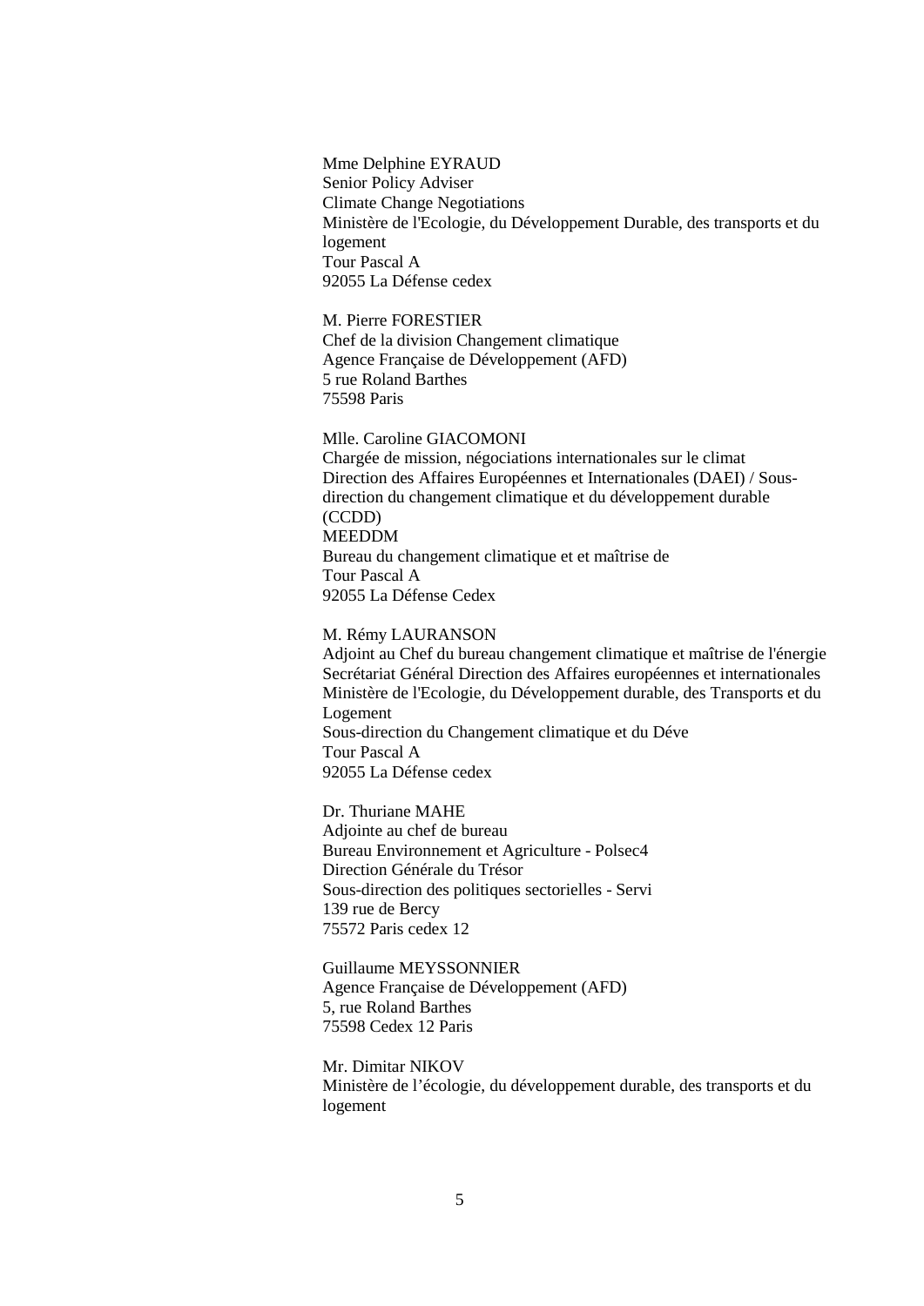Mme Delphine EYRAUD
Senior Policy Adviser
Climate Change Negotiations
Ministère de l'Ecologie, du Développement Durable, des transports et du logement
Tour Pascal A
92055 La Défense cedex

M. Pierre FORESTIER
Chef de la division Changement climatique
Agence Française de Développement (AFD)
5 rue Roland Barthes
75598 Paris

Mlle. Caroline GIACOMONI
Chargée de mission, négociations internationales sur le climat
Direction des Affaires Européennes et Internationales (DAEI) / Sous-direction du changement climatique et du développement durable (CCDD)
MEEDDM
Bureau du changement climatique et et maîtrise de
Tour Pascal A
92055 La Défense Cedex

M. Rémy LAURANSON
Adjoint au Chef du bureau changement climatique et maîtrise de l'énergie
Secrétariat Général Direction des Affaires européennes et internationales
Ministère de l'Ecologie, du Développement durable, des Transports et du Logement
Sous-direction du Changement climatique et du Déve
Tour Pascal A
92055 La Défense cedex

Dr. Thuriane MAHE
Adjointe au chef de bureau
Bureau Environnement et Agriculture - Polsec4
Direction Générale du Trésor
Sous-direction des politiques sectorielles - Servi
139 rue de Bercy
75572 Paris cedex 12

Guillaume MEYSSONNIER
Agence Française de Développement (AFD)
5, rue Roland Barthes
75598 Cedex 12 Paris

Mr. Dimitar NIKOV
Ministère de l'écologie, du développement durable, des transports et du logement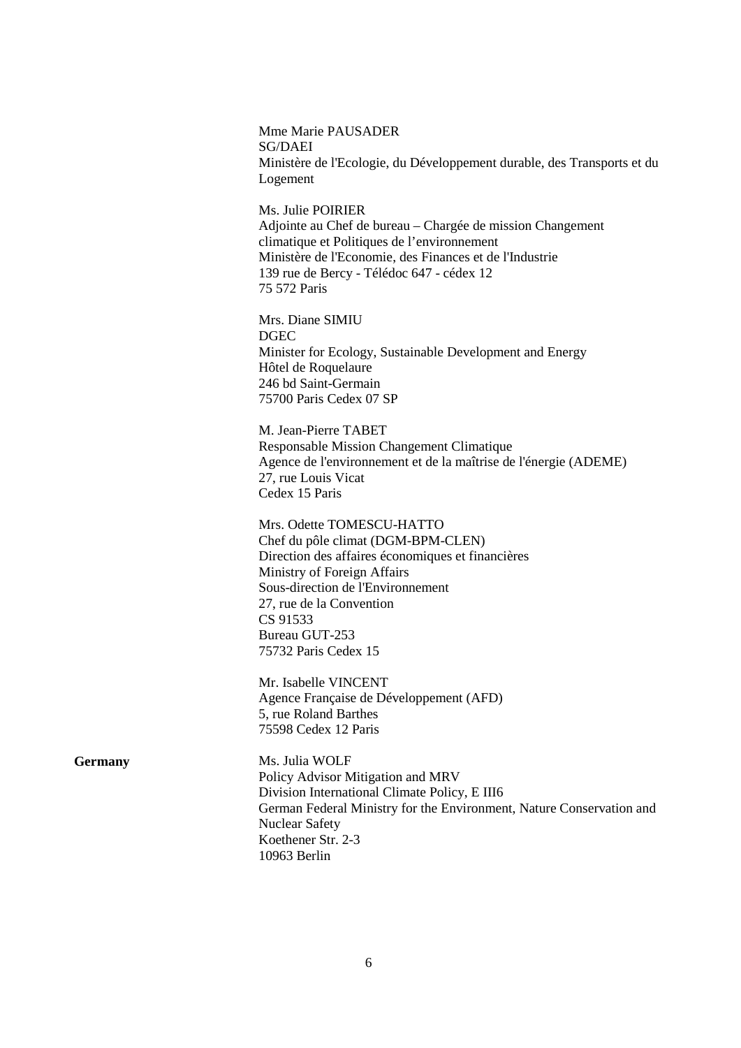Mme Marie PAUSADER
SG/DAEI
Ministère de l'Ecologie, du Développement durable, des Transports et du Logement

Ms. Julie POIRIER
Adjointe au Chef de bureau – Chargée de mission Changement climatique et Politiques de l'environnement
Ministère de l'Economie, des Finances et de l'Industrie
139 rue de Bercy - Télédoc 647 - cédex 12
75 572 Paris

Mrs. Diane SIMIU
DGEC
Minister for Ecology, Sustainable Development and Energy
Hôtel de Roquelaure
246 bd Saint-Germain
75700 Paris Cedex 07 SP

M. Jean-Pierre TABET
Responsable Mission Changement Climatique
Agence de l'environnement et de la maîtrise de l'énergie (ADEME)
27, rue Louis Vicat
Cedex 15 Paris

Mrs. Odette TOMESCU-HATTO
Chef du pôle climat (DGM-BPM-CLEN)
Direction des affaires économiques et financières
Ministry of Foreign Affairs
Sous-direction de l'Environnement
27, rue de la Convention
CS 91533
Bureau GUT-253
75732 Paris Cedex 15

Mr. Isabelle VINCENT
Agence Française de Développement (AFD)
5, rue Roland Barthes
75598 Cedex 12 Paris

**Germany**

Ms. Julia WOLF
Policy Advisor Mitigation and MRV
Division International Climate Policy, E III6
German Federal Ministry for the Environment, Nature Conservation and Nuclear Safety
Koethener Str. 2-3
10963 Berlin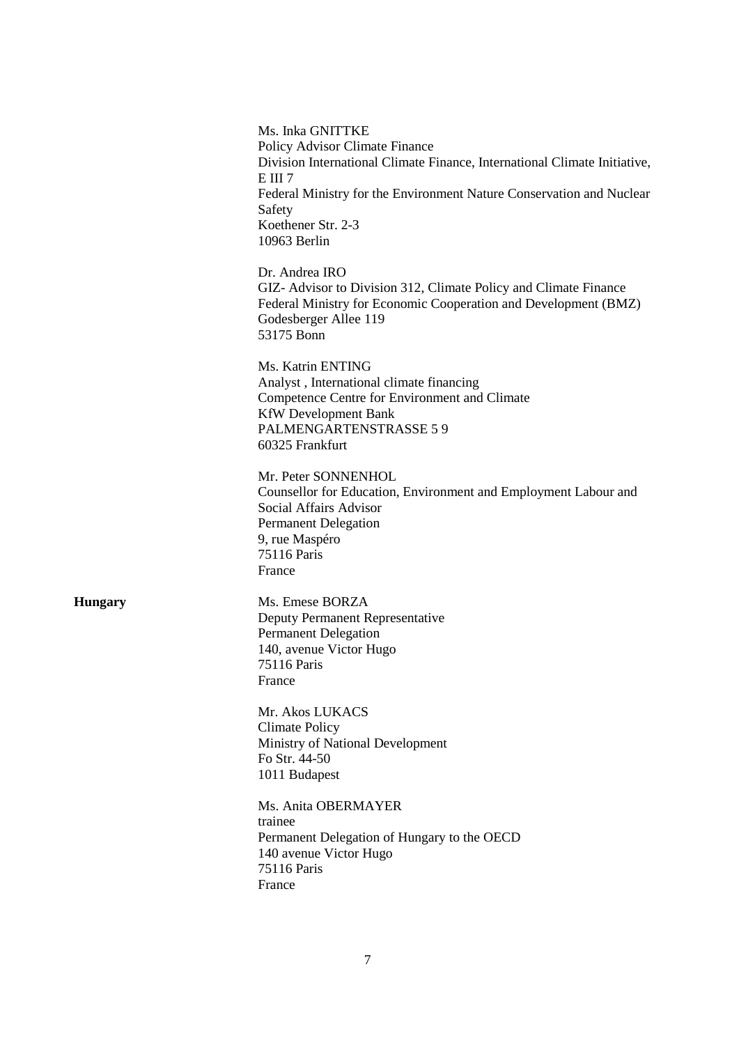Ms. Inka GNITTKE
Policy Advisor Climate Finance
Division International Climate Finance, International Climate Initiative, E III 7
Federal Ministry for the Environment Nature Conservation and Nuclear Safety
Koethener Str. 2-3
10963 Berlin

Dr. Andrea IRO
GIZ- Advisor to Division 312, Climate Policy and Climate Finance
Federal Ministry for Economic Cooperation and Development (BMZ)
Godesberger Allee 119
53175 Bonn

Ms. Katrin ENTING
Analyst , International climate financing
Competence Centre for Environment and Climate
KfW Development Bank
PALMENGARTENSTRASSE 5 9
60325 Frankfurt

Mr. Peter SONNENHOL
Counsellor for Education, Environment and Employment Labour and Social Affairs Advisor
Permanent Delegation
9, rue Maspéro
75116 Paris
France

**Hungary**

Ms. Emese BORZA
Deputy Permanent Representative
Permanent Delegation
140, avenue Victor Hugo
75116 Paris
France

Mr. Akos LUKACS
Climate Policy
Ministry of National Development
Fo Str. 44-50
1011 Budapest

Ms. Anita OBERMAYER
trainee
Permanent Delegation of Hungary to the OECD
140 avenue Victor Hugo
75116 Paris
France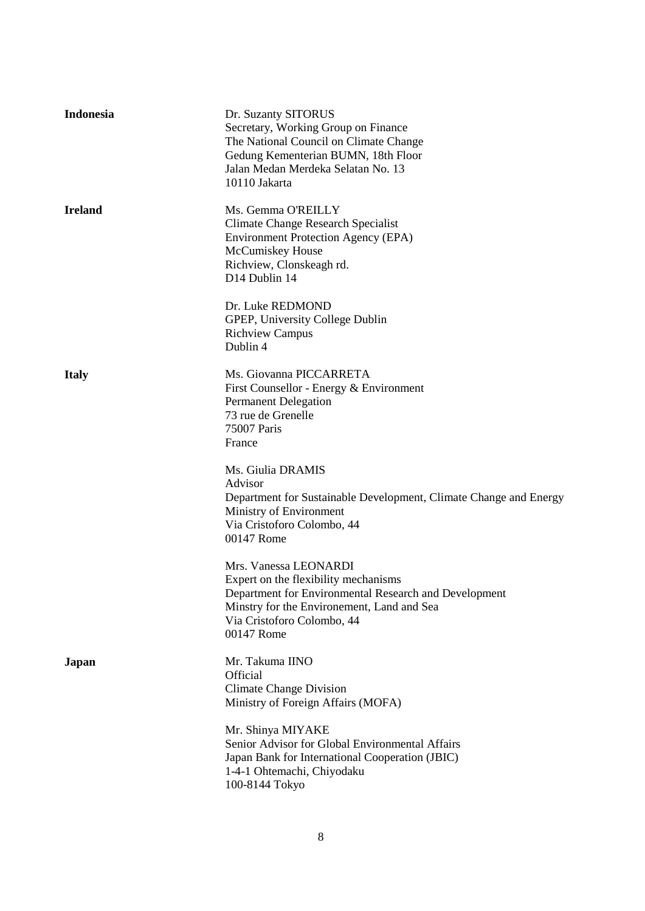**Indonesia**

Dr. Suzanty SITORUS
Secretary, Working Group on Finance
The National Council on Climate Change
Gedung Kementerian BUMN, 18th Floor
Jalan Medan Merdeka Selatan No. 13
10110 Jakarta

**Ireland**

Ms. Gemma O'REILLY
Climate Change Research Specialist
Environment Protection Agency (EPA)
McCumiskey House
Richview, Clonskeagh rd.
D14 Dublin 14

Dr. Luke REDMOND
GPEP, University College Dublin
Richview Campus
Dublin 4

**Italy**

Ms. Giovanna PICCARRETA
First Counsellor - Energy & Environment
Permanent Delegation
73 rue de Grenelle
75007 Paris
France

Ms. Giulia DRAMIS
Advisor
Department for Sustainable Development, Climate Change and Energy
Ministry of Environment
Via Cristoforo Colombo, 44
00147 Rome

Mrs. Vanessa LEONARDI
Expert on the flexibility mechanisms
Department for Environmental Research and Development
Minstry for the Environement, Land and Sea
Via Cristoforo Colombo, 44
00147 Rome

**Japan**

Mr. Takuma IINO
Official
Climate Change Division
Ministry of Foreign Affairs (MOFA)

Mr. Shinya MIYAKE
Senior Advisor for Global Environmental Affairs
Japan Bank for International Cooperation (JBIC)
1-4-1 Ohtemachi, Chiyodaku
100-8144 Tokyo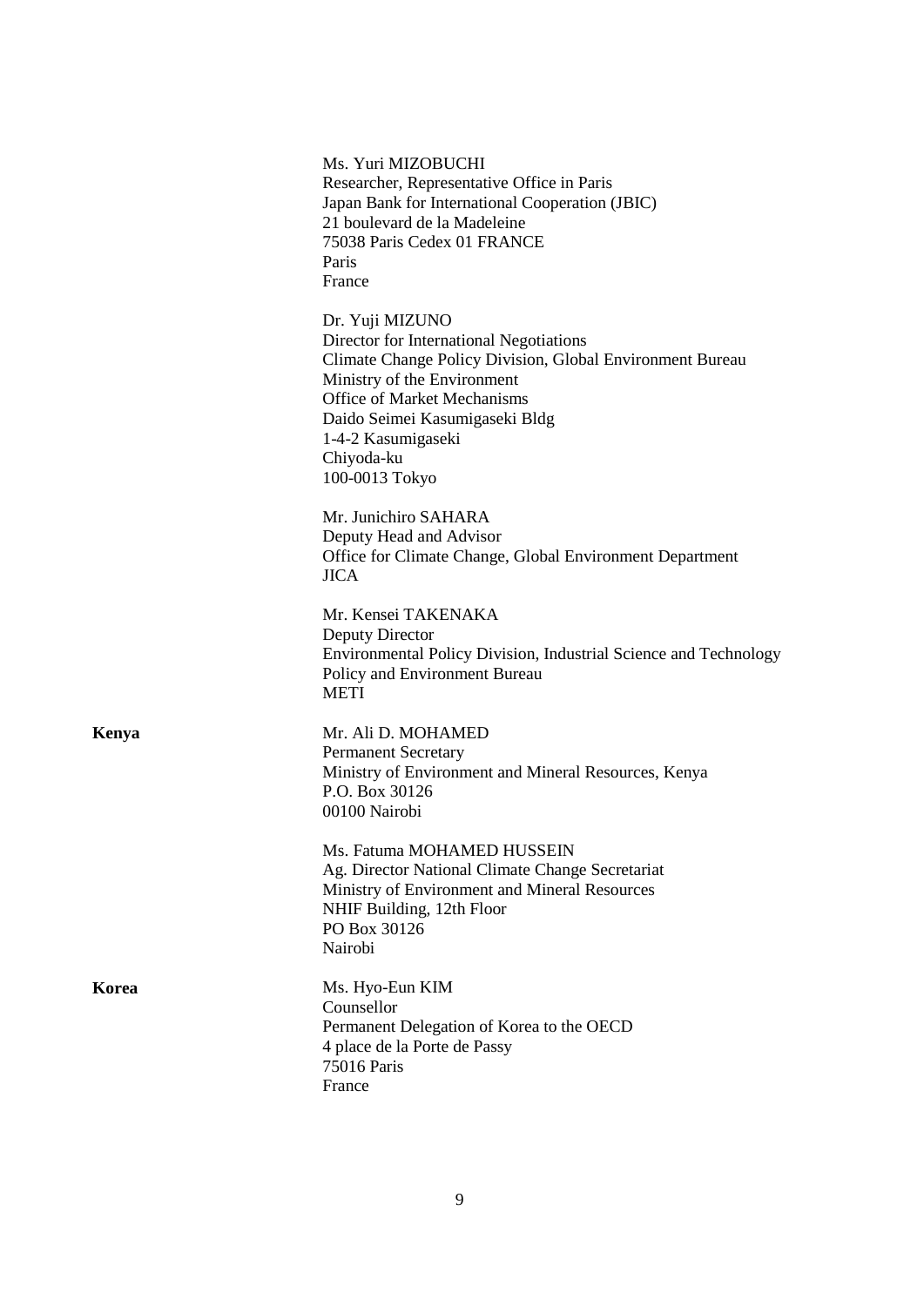Ms. Yuri MIZOBUCHI
Researcher, Representative Office in Paris
Japan Bank for International Cooperation (JBIC)
21 boulevard de la Madeleine
75038 Paris Cedex 01 FRANCE
Paris
France

Dr. Yuji MIZUNO
Director for International Negotiations
Climate Change Policy Division, Global Environment Bureau
Ministry of the Environment
Office of Market Mechanisms
Daido Seimei Kasumigaseki Bldg
1-4-2 Kasumigaseki
Chiyoda-ku
100-0013 Tokyo

Mr. Junichiro SAHARA
Deputy Head and Advisor
Office for Climate Change, Global Environment Department
JICA

Mr. Kensei TAKENAKA
Deputy Director
Environmental Policy Division, Industrial Science and Technology Policy and Environment Bureau
METI

**Kenya**

Mr. Ali D. MOHAMED
Permanent Secretary
Ministry of Environment and Mineral Resources, Kenya
P.O. Box 30126
00100 Nairobi

Ms. Fatuma MOHAMED HUSSEIN
Ag. Director National Climate Change Secretariat
Ministry of Environment and Mineral Resources
NHIF Building, 12th Floor
PO Box 30126
Nairobi

**Korea**

Ms. Hyo-Eun KIM
Counsellor
Permanent Delegation of Korea to the OECD
4 place de la Porte de Passy
75016 Paris
France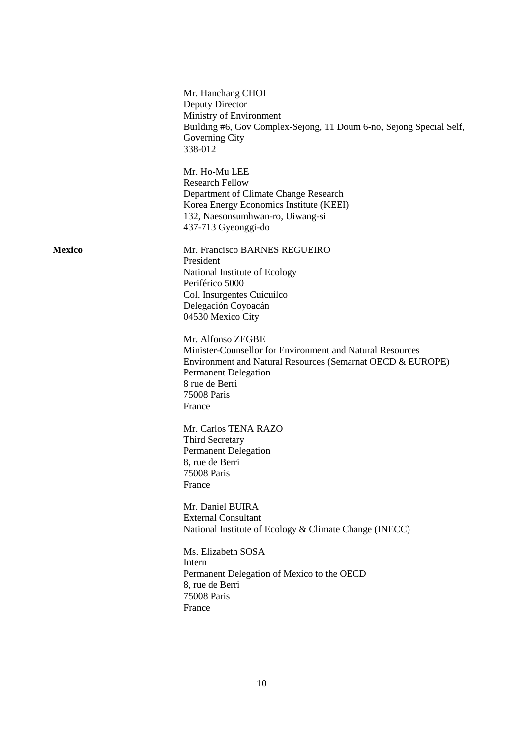Mr. Hanchang CHOI
Deputy Director
Ministry of Environment
Building #6, Gov Complex-Sejong, 11 Doum 6-no, Sejong Special Self, Governing City
338-012

Mr. Ho-Mu LEE
Research Fellow
Department of Climate Change Research
Korea Energy Economics Institute (KEEI)
132, Naesonsumhwan-ro, Uiwang-si
437-713 Gyeonggi-do

**Mexico**

Mr. Francisco BARNES REGUEIRO
President
National Institute of Ecology
Periférico 5000
Col. Insurgentes Cuicuilco
Delegación Coyoacán
04530 Mexico City

Mr. Alfonso ZEGBE
Minister-Counsellor for Environment and Natural Resources
Environment and Natural Resources (Semarnat OECD & EUROPE)
Permanent Delegation
8 rue de Berri
75008 Paris
France

Mr. Carlos TENA RAZO
Third Secretary
Permanent Delegation
8, rue de Berri
75008 Paris
France

Mr. Daniel BUIRA
External Consultant
National Institute of Ecology & Climate Change (INECC)

Ms. Elizabeth SOSA
Intern
Permanent Delegation of Mexico to the OECD
8, rue de Berri
75008 Paris
France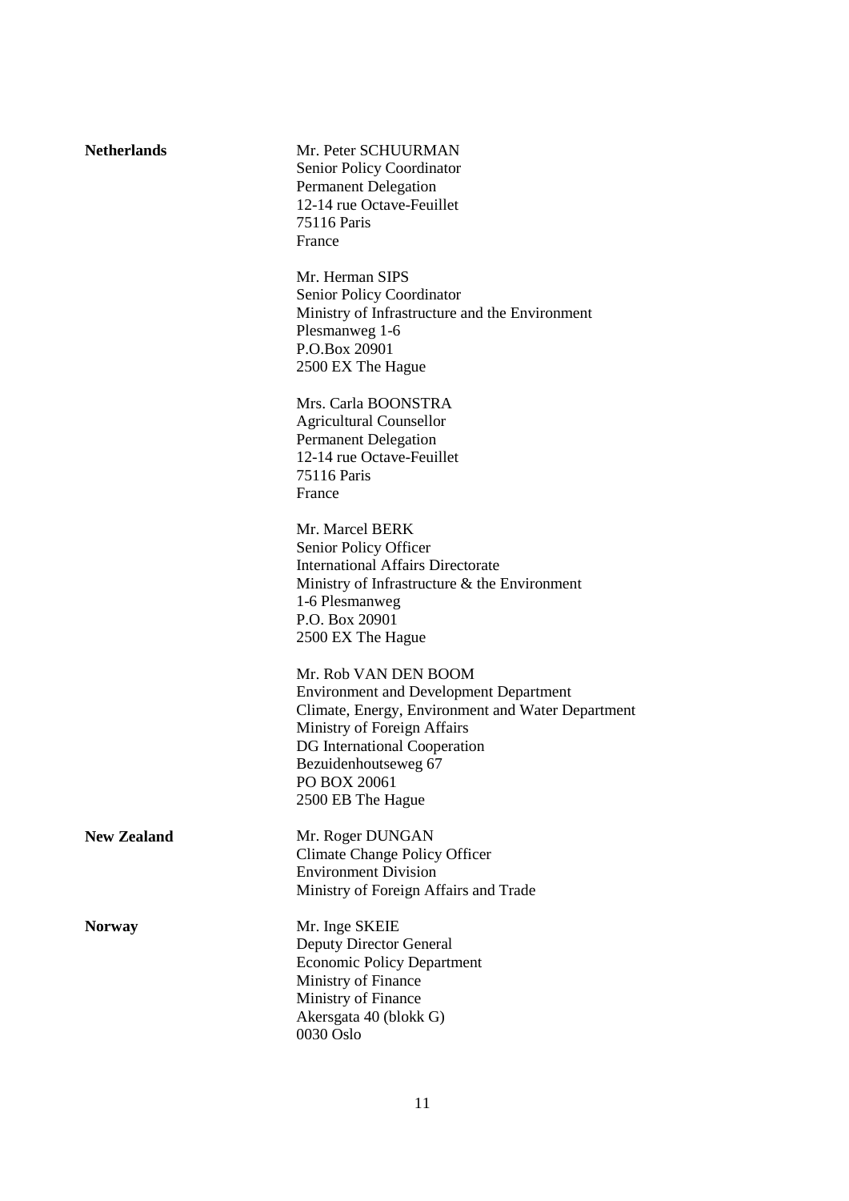| | |
|---|---|
| **Netherlands** | Mr. Peter SCHUURMAN<br>Senior Policy Coordinator<br>Permanent Delegation<br>12-14 rue Octave-Feuillet<br>75116 Paris<br>France |
| | Mr. Herman SIPS<br>Senior Policy Coordinator<br>Ministry of Infrastructure and the Environment<br>Plesmanweg 1-6<br>P.O.Box 20901<br>2500 EX The Hague |
| | Mrs. Carla BOONSTRA<br>Agricultural Counsellor<br>Permanent Delegation<br>12-14 rue Octave-Feuillet<br>75116 Paris<br>France |
| | Mr. Marcel BERK<br>Senior Policy Officer<br>International Affairs Directorate<br>Ministry of Infrastructure & the Environment<br>1-6 Plesmanweg<br>P.O. Box 20901<br>2500 EX The Hague |
| | Mr. Rob VAN DEN BOOM<br>Environment and Development Department<br>Climate, Energy, Environment and Water Department<br>Ministry of Foreign Affairs<br>DG International Cooperation<br>Bezuidenhoutseweg 67<br>PO BOX 20061<br>2500 EB The Hague |
| **New Zealand** | Mr. Roger DUNGAN<br>Climate Change Policy Officer<br>Environment Division<br>Ministry of Foreign Affairs and Trade |
| **Norway** | Mr. Inge SKEIE<br>Deputy Director General<br>Economic Policy Department<br>Ministry of Finance<br>Ministry of Finance<br>Akersgata 40 (blokk G)<br>0030 Oslo |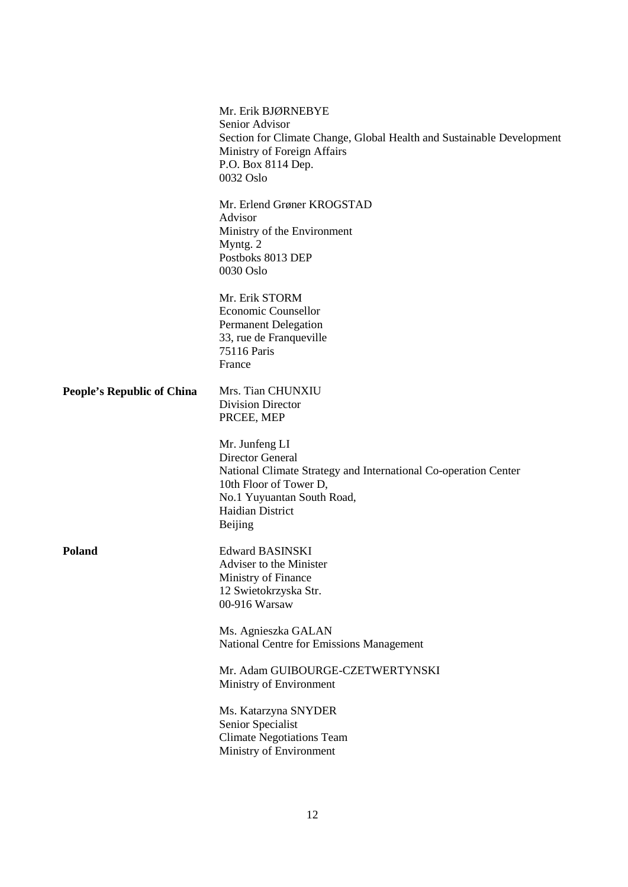| | |
|---|---|
| | Mr. Erik BJØRNEBYE<br>Senior Advisor<br>Section for Climate Change, Global Health and Sustainable Development<br>Ministry of Foreign Affairs<br>P.O. Box 8114 Dep.<br>0032 Oslo |
| | Mr. Erlend Grøner KROGSTAD<br>Advisor<br>Ministry of the Environment<br>Myntg. 2<br>Postboks 8013 DEP<br>0030 Oslo |
| | Mr. Erik STORM<br>Economic Counsellor<br>Permanent Delegation<br>33, rue de Franqueville<br>75116 Paris<br>France |
| **People's Republic of China** | Mrs. Tian CHUNXIU<br>Division Director<br>PRCEE, MEP |
| | Mr. Junfeng LI<br>Director General<br>National Climate Strategy and International Co-operation Center<br>10th Floor of Tower D,<br>No.1 Yuyuantan South Road,<br>Haidian District<br>Beijing |
| **Poland** | Edward BASINSKI<br>Adviser to the Minister<br>Ministry of Finance<br>12 Swietokrzyska Str.<br>00-916 Warsaw |
| | Ms. Agnieszka GALAN<br>National Centre for Emissions Management |
| | Mr. Adam GUIBOURGE-CZETWERTYNSKI<br>Ministry of Environment |
| | Ms. Katarzyna SNYDER<br>Senior Specialist<br>Climate Negotiations Team<br>Ministry of Environment |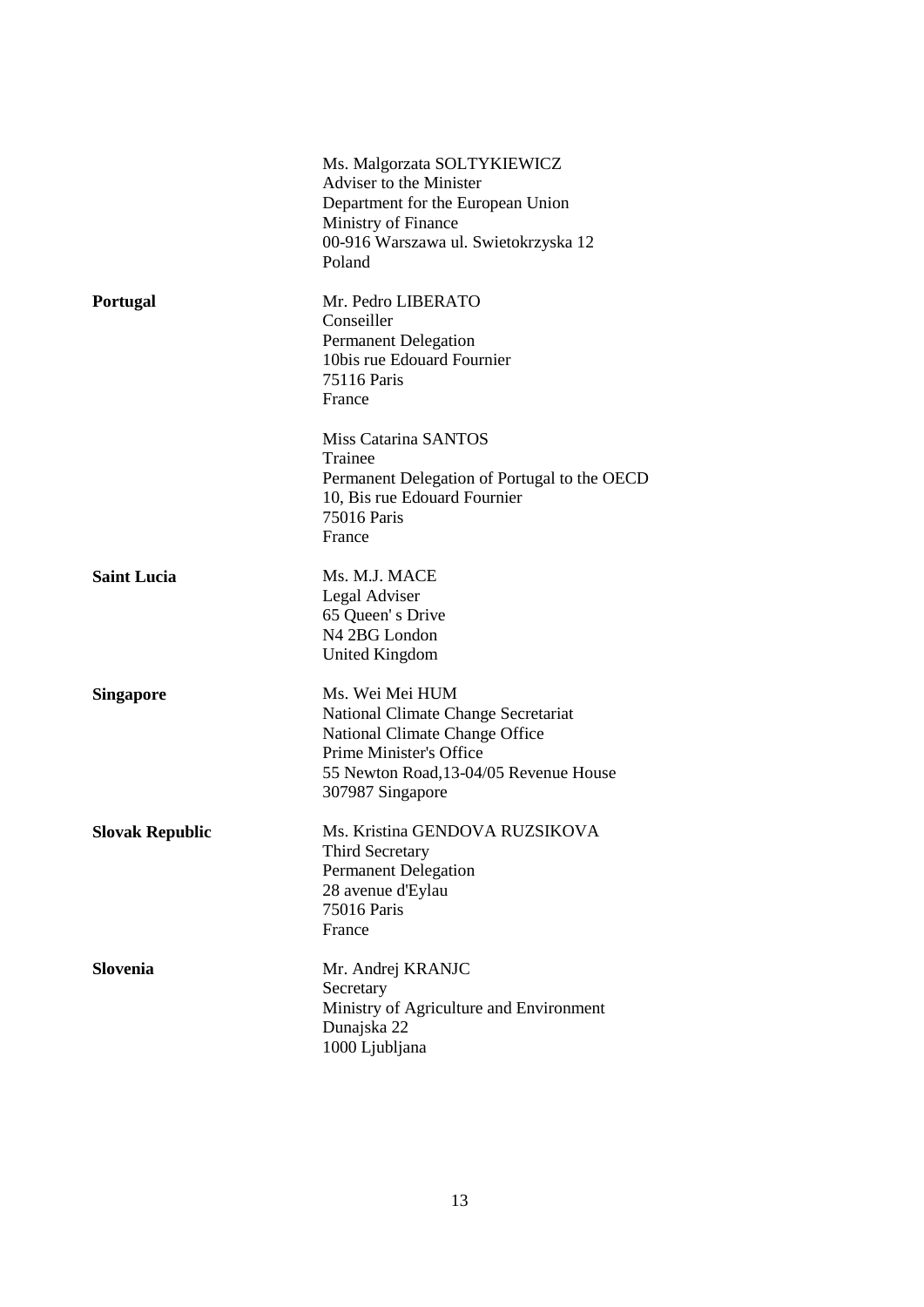| | |
|---|---|
| | Ms. Malgorzata SOLTYKIEWICZ<br>Adviser to the Minister<br>Department for the European Union<br>Ministry of Finance<br>00-916 Warszawa ul. Swietokrzyska 12<br>Poland |
| **Portugal** | Mr. Pedro LIBERATO<br>Conseiller<br>Permanent Delegation<br>10bis rue Edouard Fournier<br>75116 Paris<br>France |
| | Miss Catarina SANTOS<br>Trainee<br>Permanent Delegation of Portugal to the OECD<br>10, Bis rue Edouard Fournier<br>75016 Paris<br>France |
| **Saint Lucia** | Ms. M.J. MACE<br>Legal Adviser<br>65 Queen' s Drive<br>N4 2BG London<br>United Kingdom |
| **Singapore** | Ms. Wei Mei HUM<br>National Climate Change Secretariat<br>National Climate Change Office<br>Prime Minister's Office<br>55 Newton Road,13-04/05 Revenue House<br>307987 Singapore |
| **Slovak Republic** | Ms. Kristina GENDOVA RUZSIKOVA<br>Third Secretary<br>Permanent Delegation<br>28 avenue d'Eylau<br>75016 Paris<br>France |
| **Slovenia** | Mr. Andrej KRANJC<br>Secretary<br>Ministry of Agriculture and Environment<br>Dunajska 22<br>1000 Ljubljana |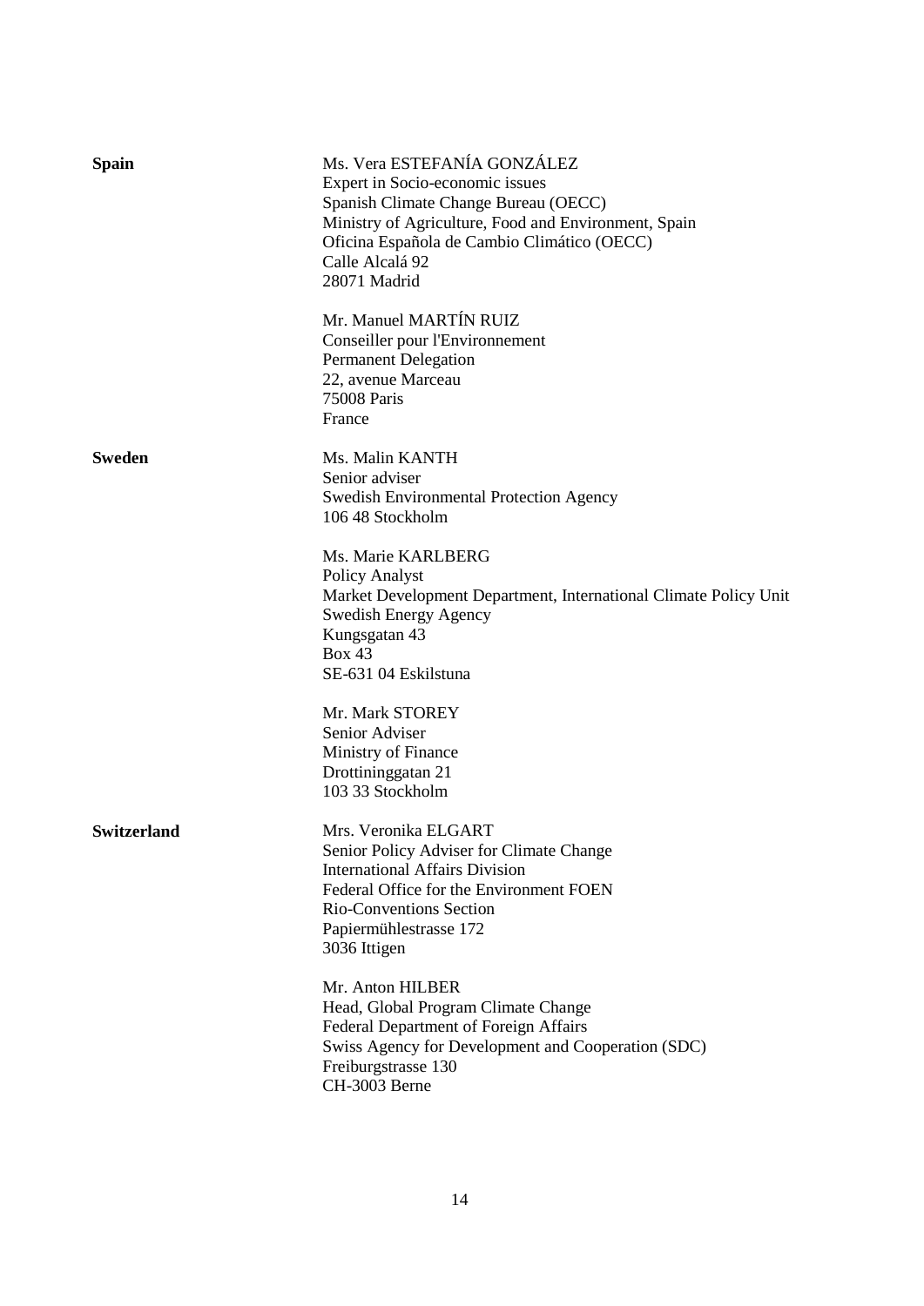**Spain**

Ms. Vera ESTEFANÍA GONZÁLEZ
Expert in Socio-economic issues
Spanish Climate Change Bureau (OECC)
Ministry of Agriculture, Food and Environment, Spain
Oficina Española de Cambio Climático (OECC)
Calle Alcalá 92
28071 Madrid

Mr. Manuel MARTÍN RUIZ
Conseiller pour l'Environnement
Permanent Delegation
22, avenue Marceau
75008 Paris
France

**Sweden**

Ms. Malin KANTH
Senior adviser
Swedish Environmental Protection Agency
106 48 Stockholm

Ms. Marie KARLBERG
Policy Analyst
Market Development Department, International Climate Policy Unit
Swedish Energy Agency
Kungsgatan 43
Box 43
SE-631 04 Eskilstuna

Mr. Mark STOREY
Senior Adviser
Ministry of Finance
Drottininggatan 21
103 33 Stockholm

**Switzerland**

Mrs. Veronika ELGART
Senior Policy Adviser for Climate Change
International Affairs Division
Federal Office for the Environment FOEN
Rio-Conventions Section
Papiermühlestrasse 172
3036 Ittigen

Mr. Anton HILBER
Head, Global Program Climate Change
Federal Department of Foreign Affairs
Swiss Agency for Development and Cooperation (SDC)
Freiburgstrasse 130
CH-3003 Berne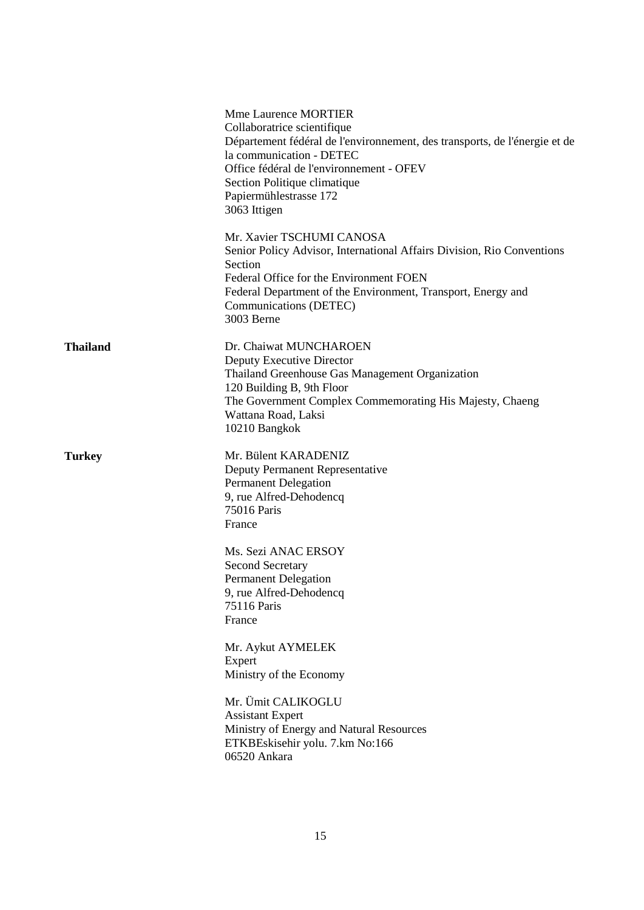Mme Laurence MORTIER
Collaboratrice scientifique
Département fédéral de l'environnement, des transports, de l'énergie et de la communication - DETEC
Office fédéral de l'environnement - OFEV
Section Politique climatique
Papiermühlestrasse 172
3063 Ittigen

Mr. Xavier TSCHUMI CANOSA
Senior Policy Advisor, International Affairs Division, Rio Conventions Section
Federal Office for the Environment FOEN
Federal Department of the Environment, Transport, Energy and Communications (DETEC)
3003 Berne

**Thailand**

Dr. Chaiwat MUNCHAROEN
Deputy Executive Director
Thailand Greenhouse Gas Management Organization
120 Building B, 9th Floor
The Government Complex Commemorating His Majesty, Chaeng Wattana Road, Laksi
10210 Bangkok

**Turkey**

Mr. Bülent KARADENIZ
Deputy Permanent Representative
Permanent Delegation
9, rue Alfred-Dehodencq
75016 Paris
France

Ms. Sezi ANAC ERSOY
Second Secretary
Permanent Delegation
9, rue Alfred-Dehodencq
75116 Paris
France

Mr. Aykut AYMELEK
Expert
Ministry of the Economy

Mr. Ümit CALIKOGLU
Assistant Expert
Ministry of Energy and Natural Resources
ETKBEskisehir yolu. 7.km No:166
06520 Ankara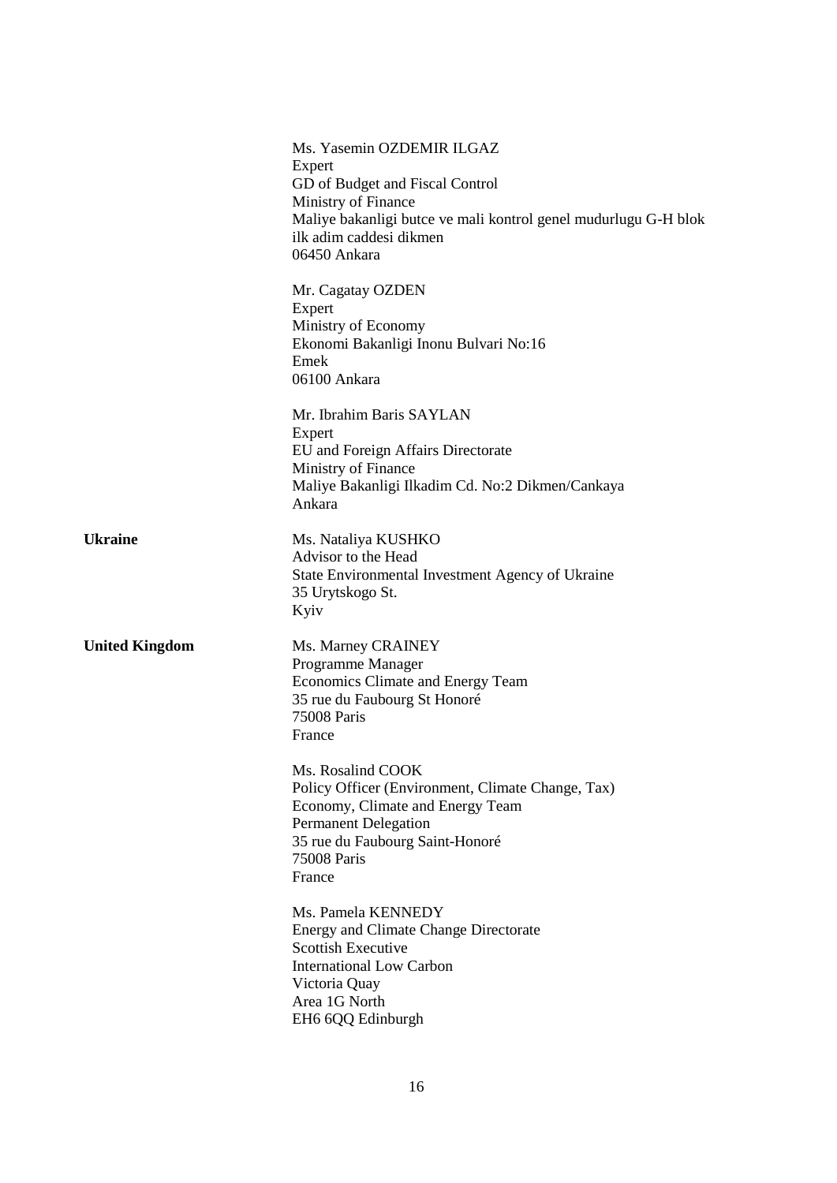Ms. Yasemin OZDEMIR ILGAZ
Expert
GD of Budget and Fiscal Control
Ministry of Finance
Maliye bakanligi butce ve mali kontrol genel mudurlugu G-H blok
ilk adim caddesi dikmen
06450 Ankara

Mr. Cagatay OZDEN
Expert
Ministry of Economy
Ekonomi Bakanligi Inonu Bulvari No:16
Emek
06100 Ankara

Mr. Ibrahim Baris SAYLAN
Expert
EU and Foreign Affairs Directorate
Ministry of Finance
Maliye Bakanligi Ilkadim Cd. No:2 Dikmen/Cankaya
Ankara

**Ukraine**

Ms. Nataliya KUSHKO
Advisor to the Head
State Environmental Investment Agency of Ukraine
35 Urytskogo St.
Kyiv

**United Kingdom**

Ms. Marney CRAINEY
Programme Manager
Economics Climate and Energy Team
35 rue du Faubourg St Honoré
75008 Paris
France

Ms. Rosalind COOK
Policy Officer (Environment, Climate Change, Tax)
Economy, Climate and Energy Team
Permanent Delegation
35 rue du Faubourg Saint-Honoré
75008 Paris
France

Ms. Pamela KENNEDY
Energy and Climate Change Directorate
Scottish Executive
International Low Carbon
Victoria Quay
Area 1G North
EH6 6QQ Edinburgh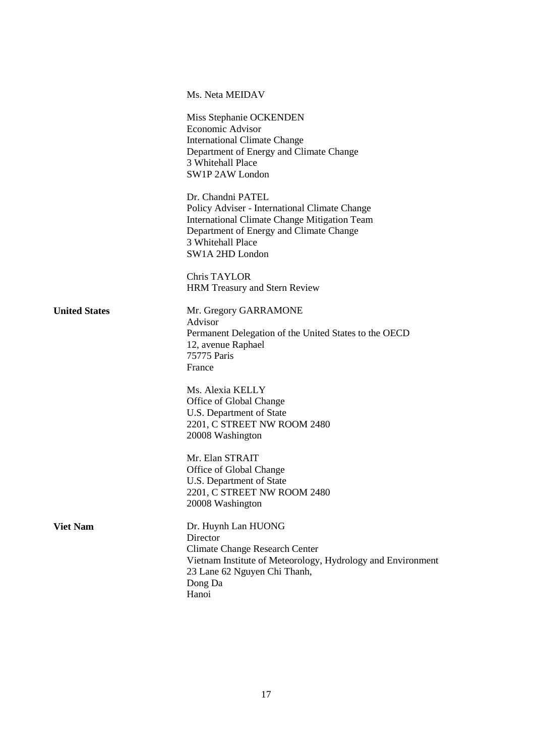Ms. Neta MEIDAV

Miss Stephanie OCKENDEN
Economic Advisor
International Climate Change
Department of Energy and Climate Change
3 Whitehall Place
SW1P 2AW London

Dr. Chandni PATEL
Policy Adviser - International Climate Change
International Climate Change Mitigation Team
Department of Energy and Climate Change
3 Whitehall Place
SW1A 2HD London

Chris TAYLOR
HRM Treasury and Stern Review

**United States**

Mr. Gregory GARRAMONE
Advisor
Permanent Delegation of the United States to the OECD
12, avenue Raphael
75775 Paris
France

Ms. Alexia KELLY
Office of Global Change
U.S. Department of State
2201, C STREET NW ROOM 2480
20008 Washington

Mr. Elan STRAIT
Office of Global Change
U.S. Department of State
2201, C STREET NW ROOM 2480
20008 Washington

**Viet Nam**

Dr. Huynh Lan HUONG
Director
Climate Change Research Center
Vietnam Institute of Meteorology, Hydrology and Environment
23 Lane 62 Nguyen Chi Thanh,
Dong Da
Hanoi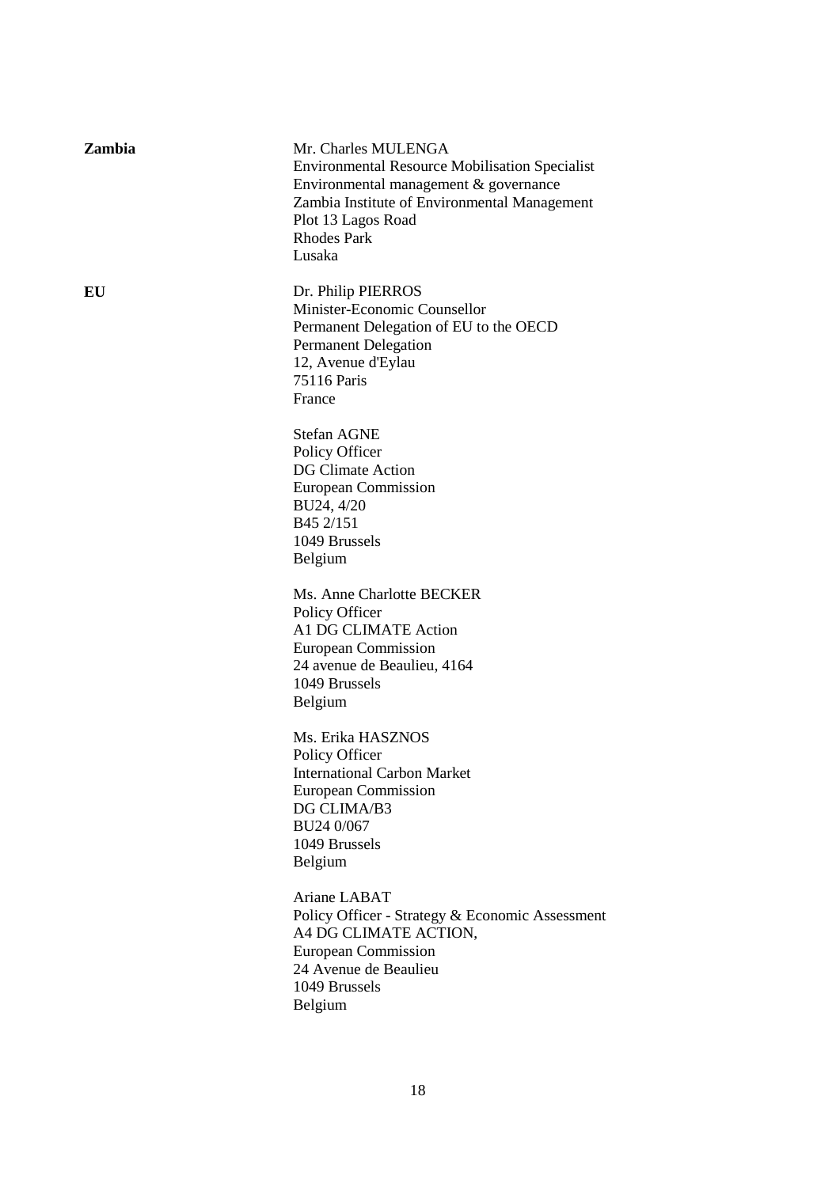**Zambia**

Mr. Charles MULENGA
Environmental Resource Mobilisation Specialist
Environmental management & governance
Zambia Institute of Environmental Management
Plot 13 Lagos Road
Rhodes Park
Lusaka

**EU**

Dr. Philip PIERROS
Minister-Economic Counsellor
Permanent Delegation of EU to the OECD
Permanent Delegation
12, Avenue d'Eylau
75116 Paris
France

Stefan AGNE
Policy Officer
DG Climate Action
European Commission
BU24, 4/20
B45 2/151
1049 Brussels
Belgium

Ms. Anne Charlotte BECKER
Policy Officer
A1 DG CLIMATE Action
European Commission
24 avenue de Beaulieu, 4164
1049 Brussels
Belgium

Ms. Erika HASZNOS
Policy Officer
International Carbon Market
European Commission
DG CLIMA/B3
BU24 0/067
1049 Brussels
Belgium

Ariane LABAT
Policy Officer - Strategy & Economic Assessment
A4 DG CLIMATE ACTION,
European Commission
24 Avenue de Beaulieu
1049 Brussels
Belgium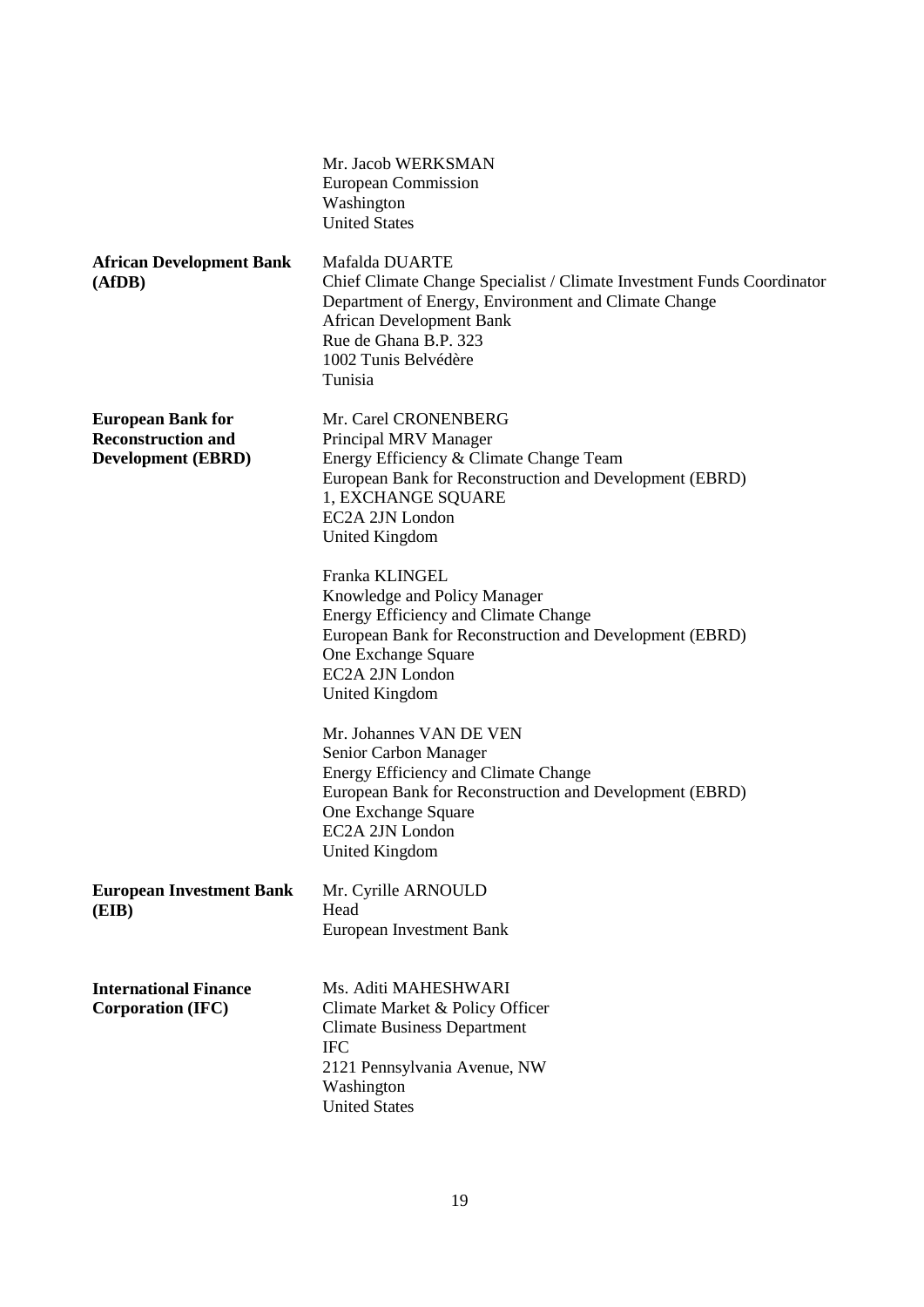| | |
|---|---|
| | Mr. Jacob WERKSMAN<br>European Commission<br>Washington<br>United States |
| **African Development Bank (AfDB)** | Mafalda DUARTE<br>Chief Climate Change Specialist / Climate Investment Funds Coordinator<br>Department of Energy, Environment and Climate Change<br>African Development Bank<br>Rue de Ghana B.P. 323<br>1002 Tunis Belvédère<br>Tunisia |
| **European Bank for Reconstruction and Development (EBRD)** | Mr. Carel CRONENBERG<br>Principal MRV Manager<br>Energy Efficiency & Climate Change Team<br>European Bank for Reconstruction and Development (EBRD)<br>1, EXCHANGE SQUARE<br>EC2A 2JN London<br>United Kingdom |
| | Franka KLINGEL<br>Knowledge and Policy Manager<br>Energy Efficiency and Climate Change<br>European Bank for Reconstruction and Development (EBRD)<br>One Exchange Square<br>EC2A 2JN London<br>United Kingdom |
| | Mr. Johannes VAN DE VEN<br>Senior Carbon Manager<br>Energy Efficiency and Climate Change<br>European Bank for Reconstruction and Development (EBRD)<br>One Exchange Square<br>EC2A 2JN London<br>United Kingdom |
| **European Investment Bank (EIB)** | Mr. Cyrille ARNOULD<br>Head<br>European Investment Bank |
| **International Finance Corporation (IFC)** | Ms. Aditi MAHESHWARI<br>Climate Market & Policy Officer<br>Climate Business Department<br>IFC<br>2121 Pennsylvania Avenue, NW<br>Washington<br>United States |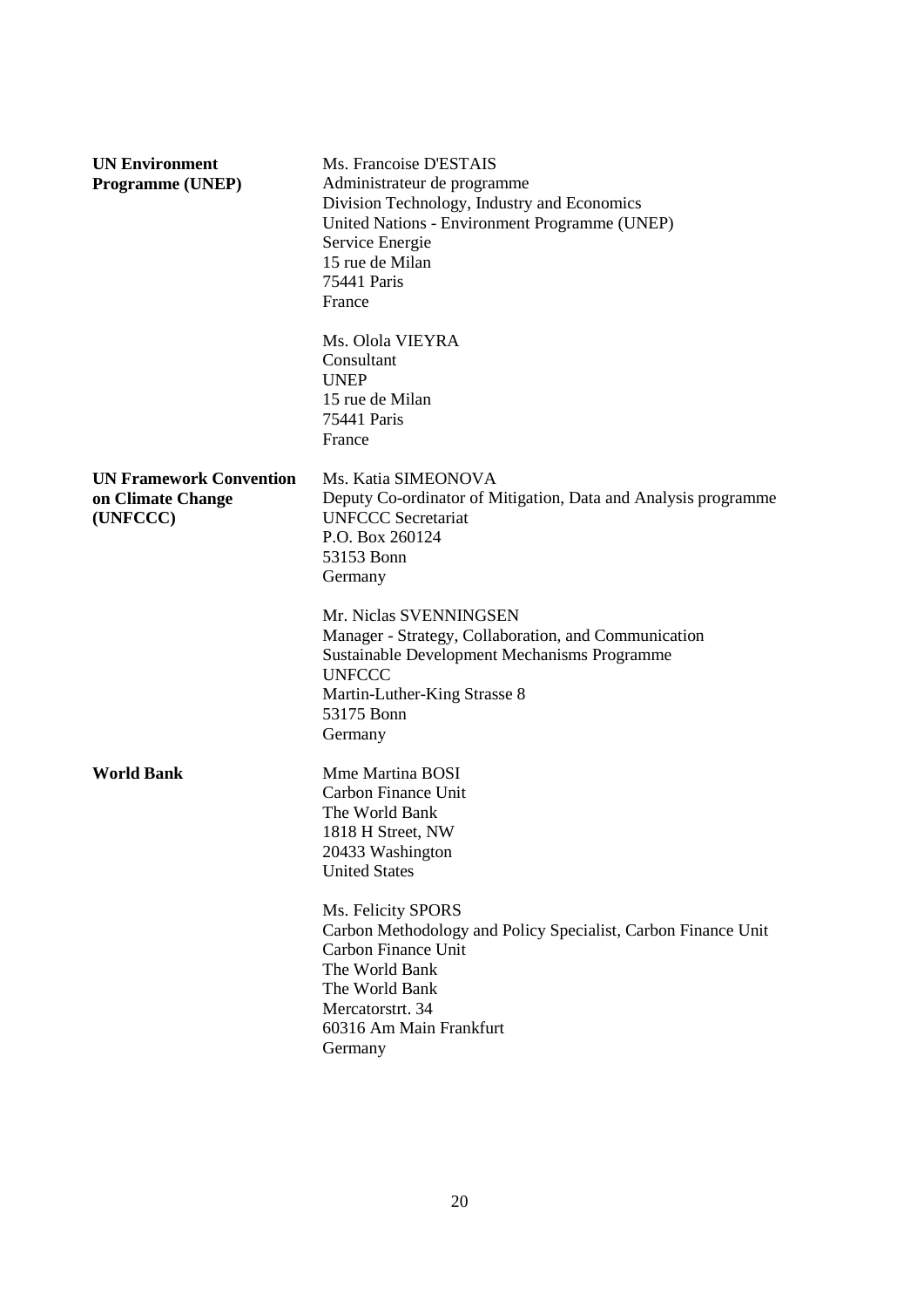| | |
|---|---|
| **UN Environment Programme (UNEP)** | Ms. Francoise D'ESTAIS<br>Administrateur de programme<br>Division Technology, Industry and Economics<br>United Nations - Environment Programme (UNEP)<br>Service Energie<br>15 rue de Milan<br>75441 Paris<br>France |
| | Ms. Olola VIEYRA<br>Consultant<br>UNEP<br>15 rue de Milan<br>75441 Paris<br>France |
| **UN Framework Convention on Climate Change (UNFCCC)** | Ms. Katia SIMEONOVA<br>Deputy Co-ordinator of Mitigation, Data and Analysis programme<br>UNFCCC Secretariat<br>P.O. Box 260124<br>53153 Bonn<br>Germany |
| | Mr. Niclas SVENNINGSEN<br>Manager - Strategy, Collaboration, and Communication<br>Sustainable Development Mechanisms Programme<br>UNFCCC<br>Martin-Luther-King Strasse 8<br>53175 Bonn<br>Germany |
| **World Bank** | Mme Martina BOSI<br>Carbon Finance Unit<br>The World Bank<br>1818 H Street, NW<br>20433 Washington<br>United States |
| | Ms. Felicity SPORS<br>Carbon Methodology and Policy Specialist, Carbon Finance Unit<br>Carbon Finance Unit<br>The World Bank<br>The World Bank<br>Mercatorstrt. 34<br>60316 Am Main Frankfurt<br>Germany |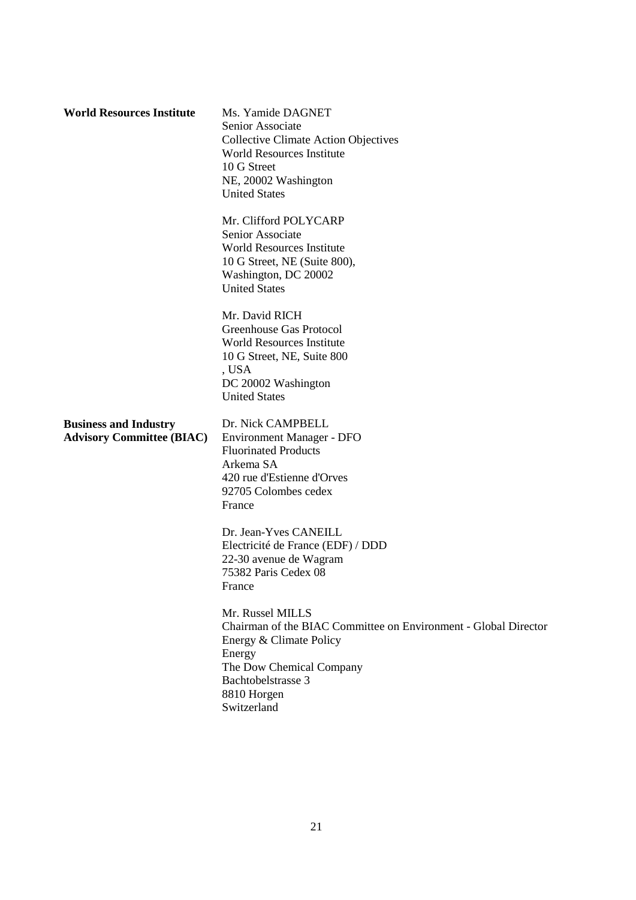| | |
|---|---|
| **World Resources Institute** | Ms. Yamide DAGNET<br>Senior Associate<br>Collective Climate Action Objectives<br>World Resources Institute<br>10 G Street<br>NE, 20002 Washington<br>United States |
| | Mr. Clifford POLYCARP<br>Senior Associate<br>World Resources Institute<br>10 G Street, NE (Suite 800),<br>Washington, DC 20002<br>United States |
| | Mr. David RICH<br>Greenhouse Gas Protocol<br>World Resources Institute<br>10 G Street, NE, Suite 800<br>, USA<br>DC 20002 Washington<br>United States |
| **Business and Industry Advisory Committee (BIAC)** | Dr. Nick CAMPBELL<br>Environment Manager - DFO<br>Fluorinated Products<br>Arkema SA<br>420 rue d'Estienne d'Orves<br>92705 Colombes cedex<br>France |
| | Dr. Jean-Yves CANEILL<br>Electricité de France (EDF) / DDD<br>22-30 avenue de Wagram<br>75382 Paris Cedex 08<br>France |
| | Mr. Russel MILLS<br>Chairman of the BIAC Committee on Environment - Global Director<br>Energy & Climate Policy<br>Energy<br>The Dow Chemical Company<br>Bachtobelstrasse 3<br>8810 Horgen<br>Switzerland |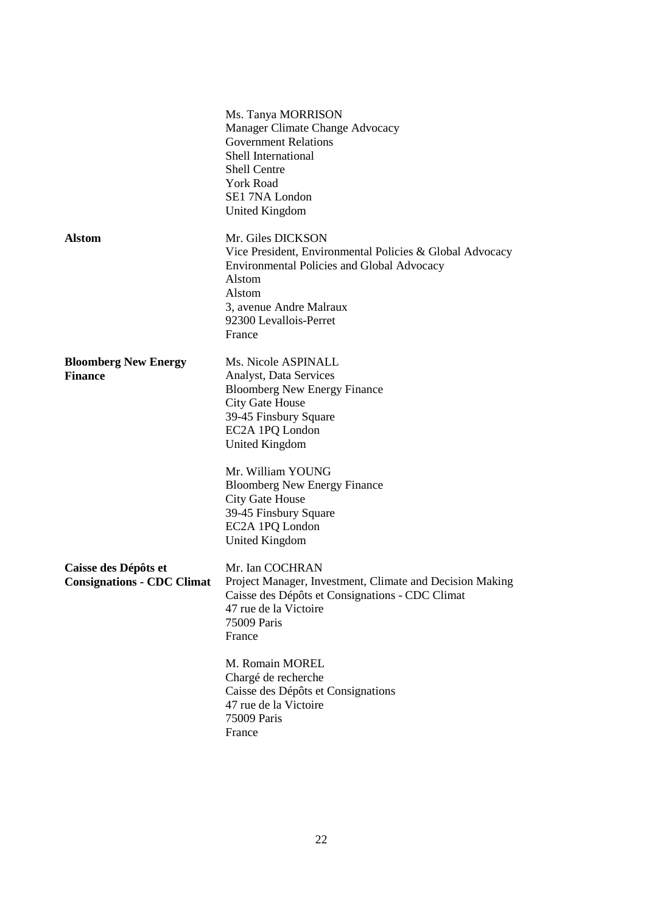| | |
|---|---|
| | Ms. Tanya MORRISON<br>Manager Climate Change Advocacy<br>Government Relations<br>Shell International<br>Shell Centre<br>York Road<br>SE1 7NA London<br>United Kingdom |
| **Alstom** | Mr. Giles DICKSON<br>Vice President, Environmental Policies & Global Advocacy<br>Environmental Policies and Global Advocacy<br>Alstom<br>Alstom<br>3, avenue Andre Malraux<br>92300 Levallois-Perret<br>France |
| **Bloomberg New Energy Finance** | Ms. Nicole ASPINALL<br>Analyst, Data Services<br>Bloomberg New Energy Finance<br>City Gate House<br>39-45 Finsbury Square<br>EC2A 1PQ London<br>United Kingdom |
| | Mr. William YOUNG<br>Bloomberg New Energy Finance<br>City Gate House<br>39-45 Finsbury Square<br>EC2A 1PQ London<br>United Kingdom |
| **Caisse des Dépôts et Consignations - CDC Climat** | Mr. Ian COCHRAN<br>Project Manager, Investment, Climate and Decision Making<br>Caisse des Dépôts et Consignations - CDC Climat<br>47 rue de la Victoire<br>75009 Paris<br>France |
| | M. Romain MOREL<br>Chargé de recherche<br>Caisse des Dépôts et Consignations<br>47 rue de la Victoire<br>75009 Paris<br>France |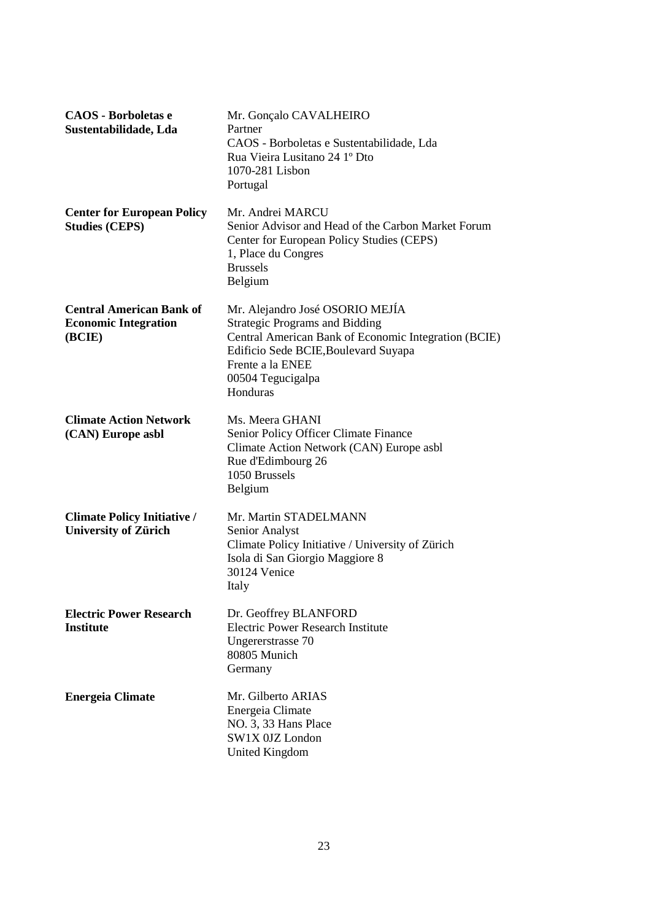| | |
|---|---|
| **CAOS - Borboletas e Sustentabilidade, Lda** | Mr. Gonçalo CAVALHEIRO<br>Partner<br>CAOS - Borboletas e Sustentabilidade, Lda<br>Rua Vieira Lusitano 24 1º Dto<br>1070-281 Lisbon<br>Portugal |
| **Center for European Policy Studies (CEPS)** | Mr. Andrei MARCU<br>Senior Advisor and Head of the Carbon Market Forum<br>Center for European Policy Studies (CEPS)<br>1, Place du Congres<br>Brussels<br>Belgium |
| **Central American Bank of Economic Integration (BCIE)** | Mr. Alejandro José OSORIO MEJÍA<br>Strategic Programs and Bidding<br>Central American Bank of Economic Integration (BCIE)<br>Edificio Sede BCIE,Boulevard Suyapa<br>Frente a la ENEE<br>00504 Tegucigalpa<br>Honduras |
| **Climate Action Network (CAN) Europe asbl** | Ms. Meera GHANI<br>Senior Policy Officer Climate Finance<br>Climate Action Network (CAN) Europe asbl<br>Rue d'Edimbourg 26<br>1050 Brussels<br>Belgium |
| **Climate Policy Initiative / University of Zürich** | Mr. Martin STADELMANN<br>Senior Analyst<br>Climate Policy Initiative / University of Zürich<br>Isola di San Giorgio Maggiore 8<br>30124 Venice<br>Italy |
| **Electric Power Research Institute** | Dr. Geoffrey BLANFORD<br>Electric Power Research Institute<br>Ungererstrasse 70<br>80805 Munich<br>Germany |
| **Energeia Climate** | Mr. Gilberto ARIAS<br>Energeia Climate<br>NO. 3, 33 Hans Place<br>SW1X 0JZ London<br>United Kingdom |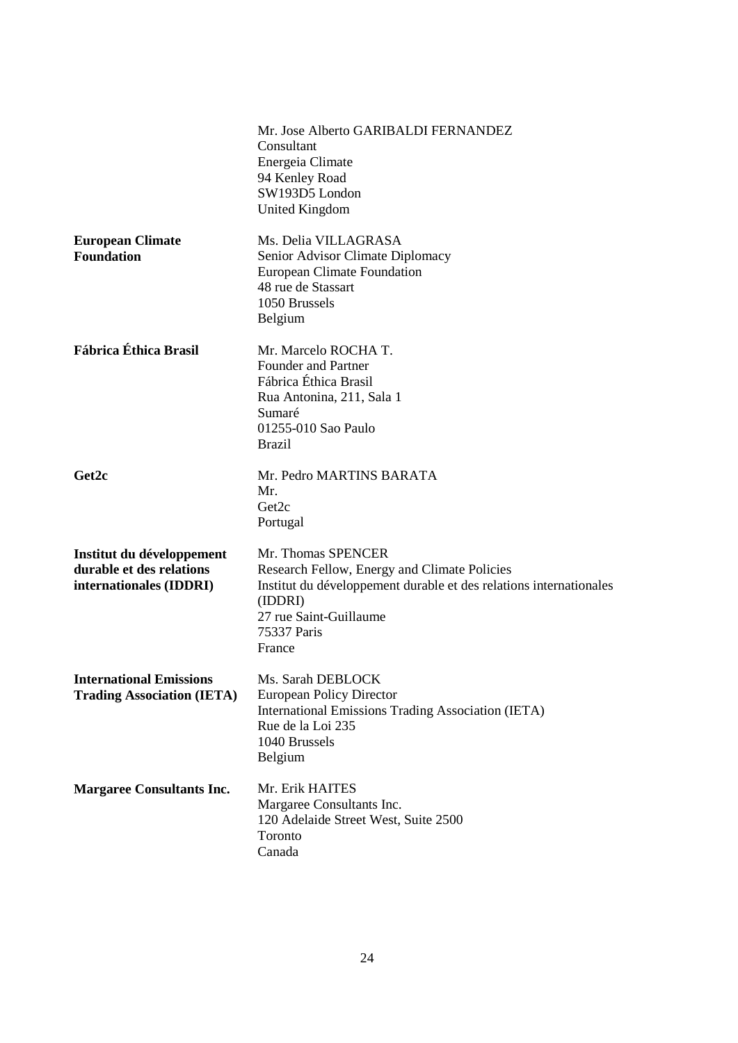| | |
|---|---|
| | Mr. Jose Alberto GARIBALDI FERNANDEZ<br>Consultant<br>Energeia Climate<br>94 Kenley Road<br>SW193D5 London<br>United Kingdom |
| **European Climate Foundation** | Ms. Delia VILLAGRASA<br>Senior Advisor Climate Diplomacy<br>European Climate Foundation<br>48 rue de Stassart<br>1050 Brussels<br>Belgium |
| **Fábrica Éthica Brasil** | Mr. Marcelo ROCHA T.<br>Founder and Partner<br>Fábrica Éthica Brasil<br>Rua Antonina, 211, Sala 1<br>Sumaré<br>01255-010 Sao Paulo<br>Brazil |
| **Get2c** | Mr. Pedro MARTINS BARATA<br>Mr.<br>Get2c<br>Portugal |
| **Institut du développement durable et des relations internationales (IDDRI)** | Mr. Thomas SPENCER<br>Research Fellow, Energy and Climate Policies<br>Institut du développement durable et des relations internationales (IDDRI)<br>27 rue Saint-Guillaume<br>75337 Paris<br>France |
| **International Emissions Trading Association (IETA)** | Ms. Sarah DEBLOCK<br>European Policy Director<br>International Emissions Trading Association (IETA)<br>Rue de la Loi 235<br>1040 Brussels<br>Belgium |
| **Margaree Consultants Inc.** | Mr. Erik HAITES<br>Margaree Consultants Inc.<br>120 Adelaide Street West, Suite 2500<br>Toronto<br>Canada |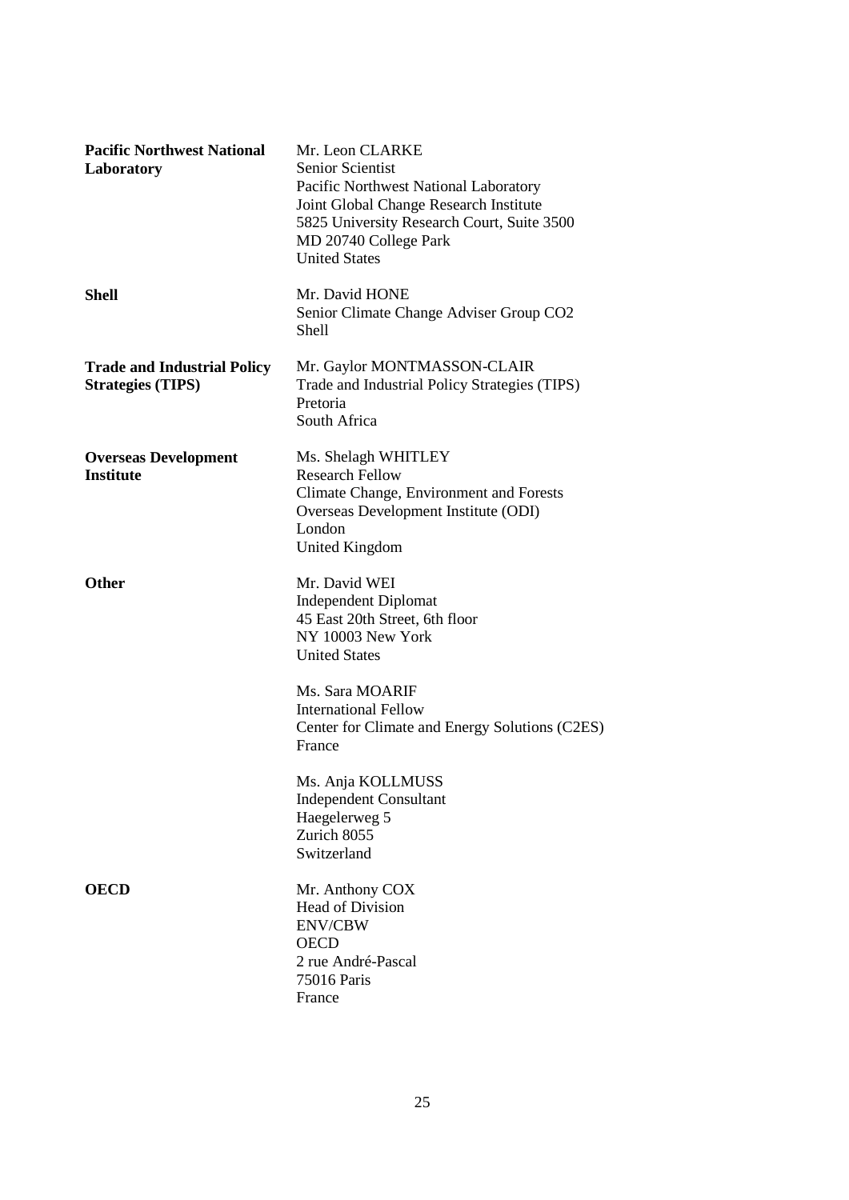| | |
|---|---|
| **Pacific Northwest National Laboratory** | Mr. Leon CLARKE<br>Senior Scientist<br>Pacific Northwest National Laboratory<br>Joint Global Change Research Institute<br>5825 University Research Court, Suite 3500<br>MD 20740 College Park<br>United States |
| **Shell** | Mr. David HONE<br>Senior Climate Change Adviser Group CO2<br>Shell |
| **Trade and Industrial Policy Strategies (TIPS)** | Mr. Gaylor MONTMASSON-CLAIR<br>Trade and Industrial Policy Strategies (TIPS)<br>Pretoria<br>South Africa |
| **Overseas Development Institute** | Ms. Shelagh WHITLEY<br>Research Fellow<br>Climate Change, Environment and Forests<br>Overseas Development Institute (ODI)<br>London<br>United Kingdom |
| **Other** | Mr. David WEI<br>Independent Diplomat<br>45 East 20th Street, 6th floor<br>NY 10003 New York<br>United States |
| | Ms. Sara MOARIF<br>International Fellow<br>Center for Climate and Energy Solutions (C2ES)<br>France |
| | Ms. Anja KOLLMUSS<br>Independent Consultant<br>Haegelerweg 5<br>Zurich 8055<br>Switzerland |
| **OECD** | Mr. Anthony COX<br>Head of Division<br>ENV/CBW<br>OECD<br>2 rue André-Pascal<br>75016 Paris<br>France |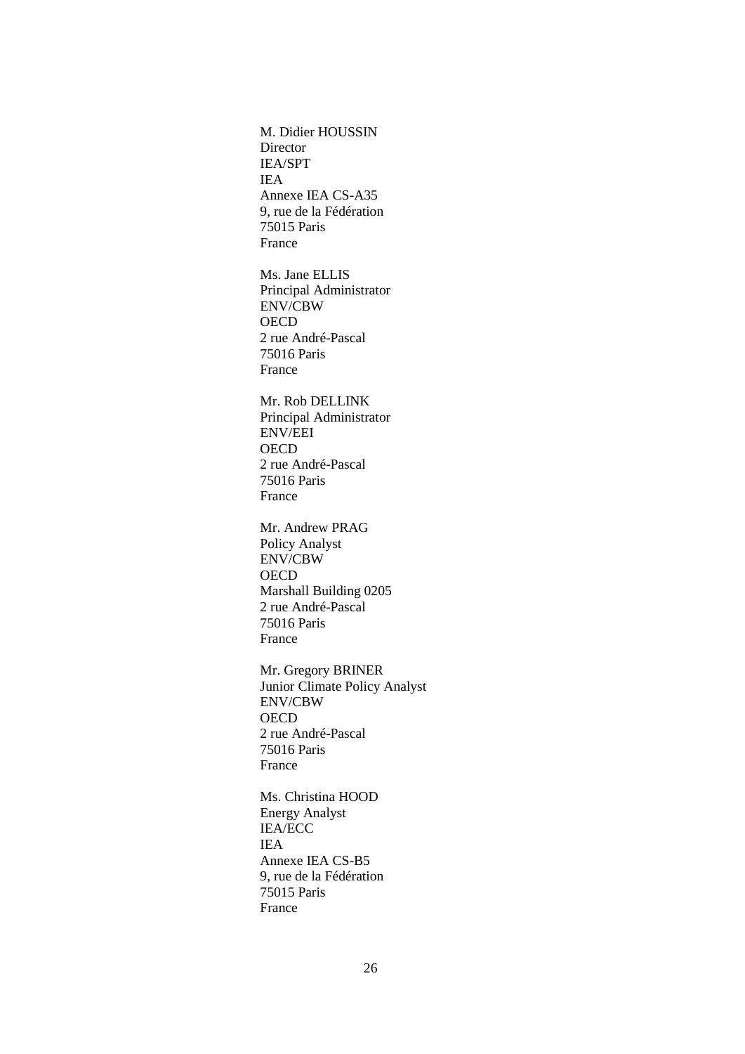M. Didier HOUSSIN
Director
IEA/SPT
IEA
Annexe IEA CS-A35
9, rue de la Fédération
75015 Paris
France

Ms. Jane ELLIS
Principal Administrator
ENV/CBW
OECD
2 rue André-Pascal
75016 Paris
France

Mr. Rob DELLINK
Principal Administrator
ENV/EEI
OECD
2 rue André-Pascal
75016 Paris
France

Mr. Andrew PRAG
Policy Analyst
ENV/CBW
OECD
Marshall Building 0205
2 rue André-Pascal
75016 Paris
France

Mr. Gregory BRINER
Junior Climate Policy Analyst
ENV/CBW
OECD
2 rue André-Pascal
75016 Paris
France

Ms. Christina HOOD
Energy Analyst
IEA/ECC
IEA
Annexe IEA CS-B5
9, rue de la Fédération
75015 Paris
France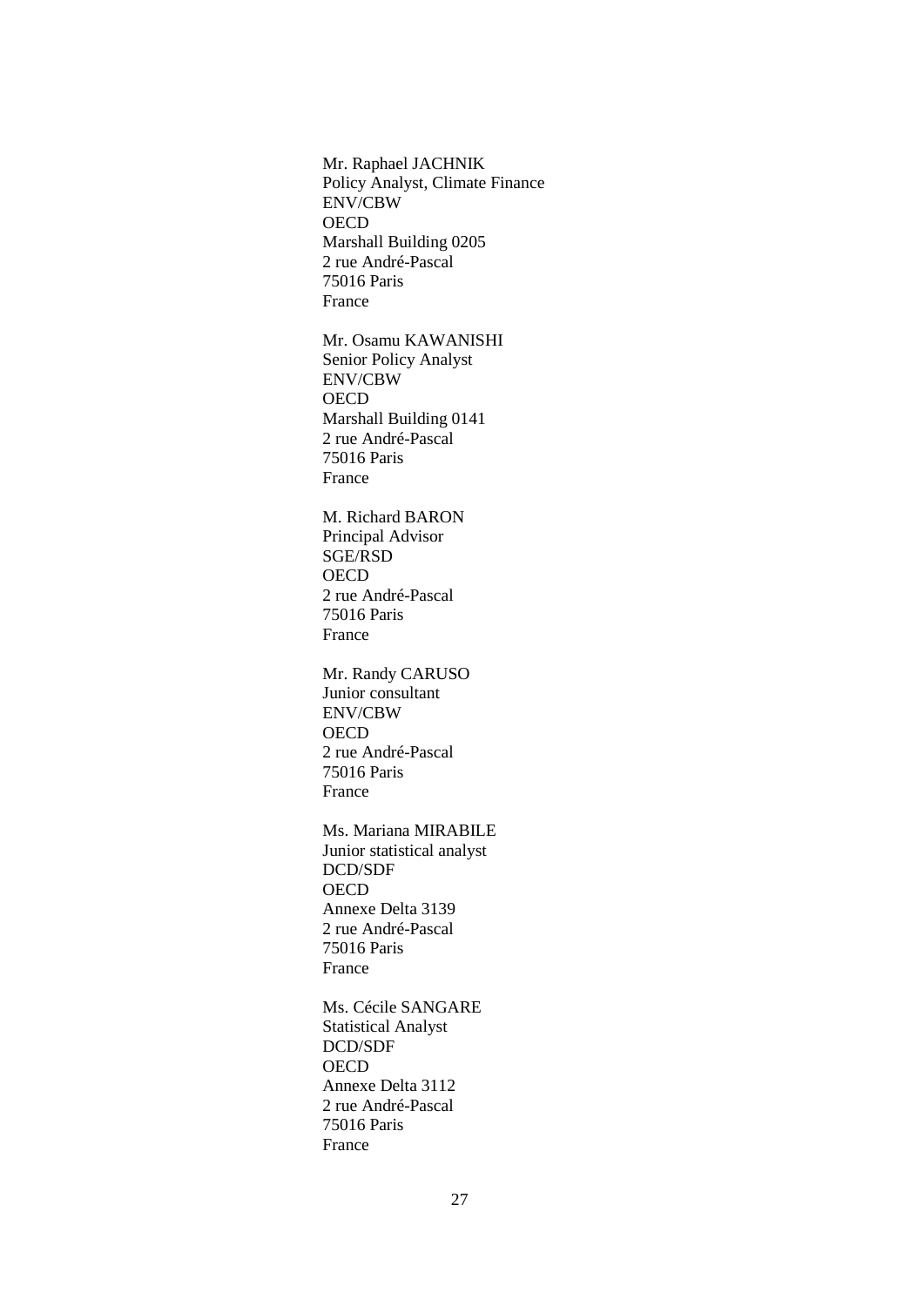Mr. Raphael JACHNIK
Policy Analyst, Climate Finance
ENV/CBW
OECD
Marshall Building 0205
2 rue André-Pascal
75016 Paris
France

Mr. Osamu KAWANISHI
Senior Policy Analyst
ENV/CBW
OECD
Marshall Building 0141
2 rue André-Pascal
75016 Paris
France

M. Richard BARON
Principal Advisor
SGE/RSD
OECD
2 rue André-Pascal
75016 Paris
France

Mr. Randy CARUSO
Junior consultant
ENV/CBW
OECD
2 rue André-Pascal
75016 Paris
France

Ms. Mariana MIRABILE
Junior statistical analyst
DCD/SDF
OECD
Annexe Delta 3139
2 rue André-Pascal
75016 Paris
France

Ms. Cécile SANGARE
Statistical Analyst
DCD/SDF
OECD
Annexe Delta 3112
2 rue André-Pascal
75016 Paris
France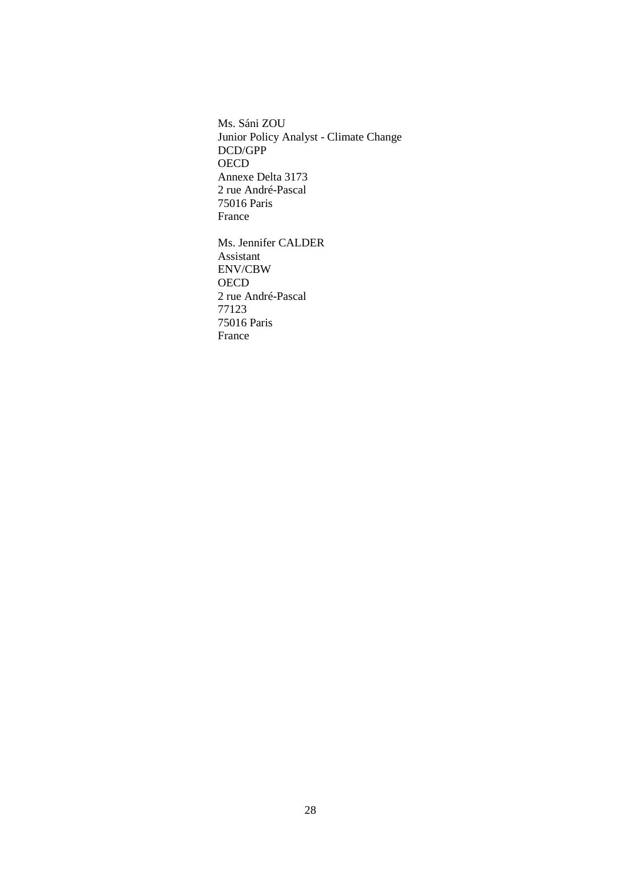Ms. Sáni ZOU
Junior Policy Analyst - Climate Change
DCD/GPP
OECD
Annexe Delta 3173
2 rue André-Pascal
75016 Paris
France

Ms. Jennifer CALDER
Assistant
ENV/CBW
OECD
2 rue André-Pascal
77123
75016 Paris
France